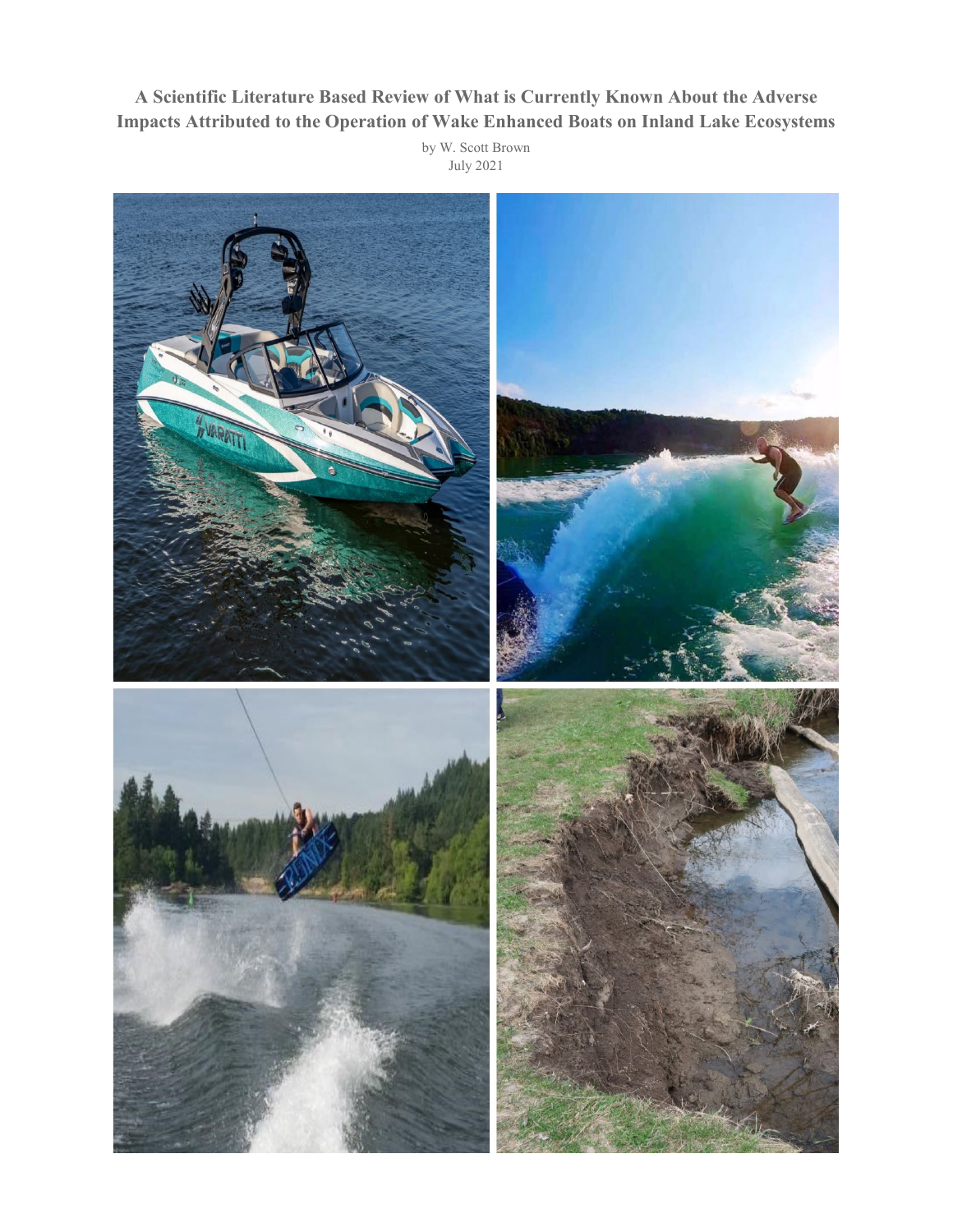# A Scientific Literature Based Review of What is Currently Known About the Adverse Impacts Attributed to the Operation of Wake Enhanced Boats on Inland Lake Ecosystems

by W. Scott Brown
July 2021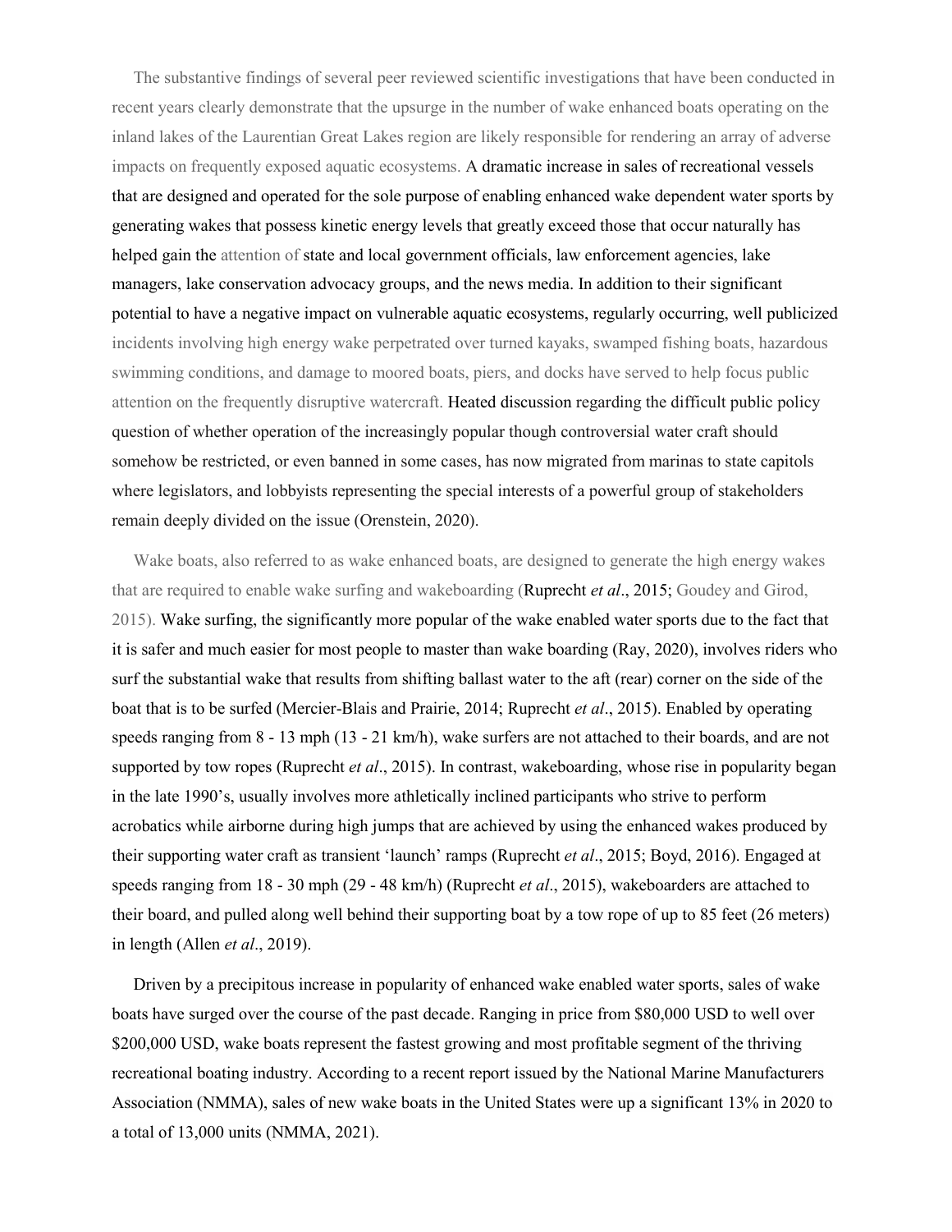The substantive findings of several peer reviewed scientific investigations that have been conducted in recent years clearly demonstrate that the upsurge in the number of wake enhanced boats operating on the inland lakes of the Laurentian Great Lakes region are likely responsible for rendering an array of adverse impacts on frequently exposed aquatic ecosystems. A dramatic increase in sales of recreational vessels that are designed and operated for the sole purpose of enabling enhanced wake dependent water sports by generating wakes that possess kinetic energy levels that greatly exceed those that occur naturally has helped gain the attention of state and local government officials, law enforcement agencies, lake managers, lake conservation advocacy groups, and the news media. In addition to their significant potential to have a negative impact on vulnerable aquatic ecosystems, regularly occurring, well publicized incidents involving high energy wake perpetrated over turned kayaks, swamped fishing boats, hazardous swimming conditions, and damage to moored boats, piers, and docks have served to help focus public attention on the frequently disruptive watercraft. Heated discussion regarding the difficult public policy question of whether operation of the increasingly popular though controversial water craft should somehow be restricted, or even banned in some cases, has now migrated from marinas to state capitols where legislators, and lobbyists representing the special interests of a powerful group of stakeholders remain deeply divided on the issue (Orenstein, 2020).

Wake boats, also referred to as wake enhanced boats, are designed to generate the high energy wakes that are required to enable wake surfing and wakeboarding (Ruprecht *et al*., 2015; Goudey and Girod, 2015). Wake surfing, the significantly more popular of the wake enabled water sports due to the fact that it is safer and much easier for most people to master than wake boarding (Ray, 2020), involves riders who surf the substantial wake that results from shifting ballast water to the aft (rear) corner on the side of the boat that is to be surfed (Mercier-Blais and Prairie, 2014; Ruprecht *et al*., 2015). Enabled by operating speeds ranging from 8 - 13 mph (13 - 21 km/h), wake surfers are not attached to their boards, and are not supported by tow ropes (Ruprecht *et al*., 2015). In contrast, wakeboarding, whose rise in popularity began in the late 1990's, usually involves more athletically inclined participants who strive to perform acrobatics while airborne during high jumps that are achieved by using the enhanced wakes produced by their supporting water craft as transient 'launch' ramps (Ruprecht *et al*., 2015; Boyd, 2016). Engaged at speeds ranging from 18 - 30 mph (29 - 48 km/h) (Ruprecht *et al*., 2015), wakeboarders are attached to their board, and pulled along well behind their supporting boat by a tow rope of up to 85 feet (26 meters) in length (Allen *et al*., 2019).

Driven by a precipitous increase in popularity of enhanced wake enabled water sports, sales of wake boats have surged over the course of the past decade. Ranging in price from $80,000 USD to well over $200,000 USD, wake boats represent the fastest growing and most profitable segment of the thriving recreational boating industry. According to a recent report issued by the National Marine Manufacturers Association (NMMA), sales of new wake boats in the United States were up a significant 13% in 2020 to a total of 13,000 units (NMMA, 2021).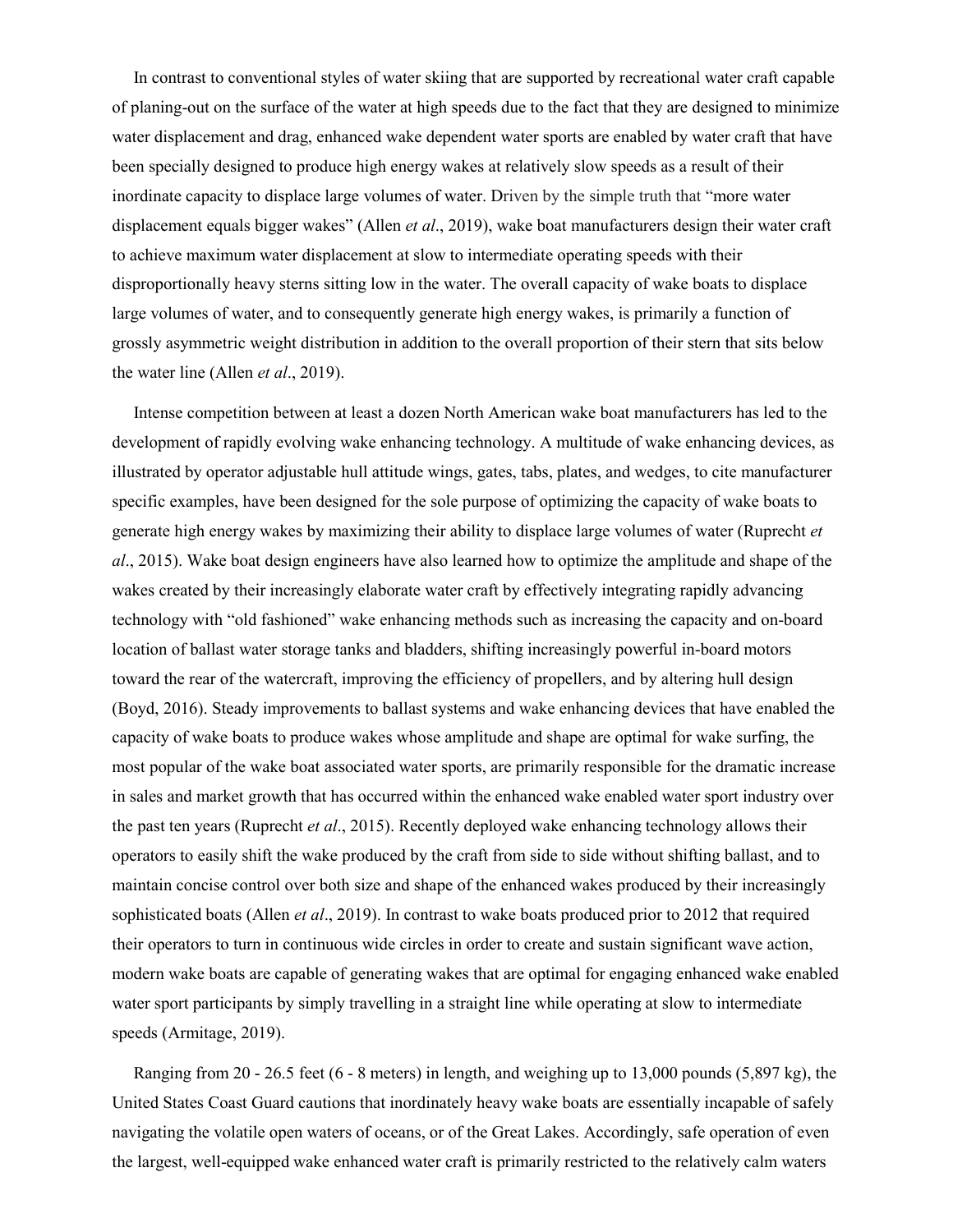In contrast to conventional styles of water skiing that are supported by recreational water craft capable of planing-out on the surface of the water at high speeds due to the fact that they are designed to minimize water displacement and drag, enhanced wake dependent water sports are enabled by water craft that have been specially designed to produce high energy wakes at relatively slow speeds as a result of their inordinate capacity to displace large volumes of water. Driven by the simple truth that "more water displacement equals bigger wakes" (Allen *et al*., 2019), wake boat manufacturers design their water craft to achieve maximum water displacement at slow to intermediate operating speeds with their disproportionally heavy sterns sitting low in the water. The overall capacity of wake boats to displace large volumes of water, and to consequently generate high energy wakes, is primarily a function of grossly asymmetric weight distribution in addition to the overall proportion of their stern that sits below the water line (Allen *et al*., 2019).

Intense competition between at least a dozen North American wake boat manufacturers has led to the development of rapidly evolving wake enhancing technology. A multitude of wake enhancing devices, as illustrated by operator adjustable hull attitude wings, gates, tabs, plates, and wedges, to cite manufacturer specific examples, have been designed for the sole purpose of optimizing the capacity of wake boats to generate high energy wakes by maximizing their ability to displace large volumes of water (Ruprecht *et al*., 2015). Wake boat design engineers have also learned how to optimize the amplitude and shape of the wakes created by their increasingly elaborate water craft by effectively integrating rapidly advancing technology with "old fashioned" wake enhancing methods such as increasing the capacity and on-board location of ballast water storage tanks and bladders, shifting increasingly powerful in-board motors toward the rear of the watercraft, improving the efficiency of propellers, and by altering hull design (Boyd, 2016). Steady improvements to ballast systems and wake enhancing devices that have enabled the capacity of wake boats to produce wakes whose amplitude and shape are optimal for wake surfing, the most popular of the wake boat associated water sports, are primarily responsible for the dramatic increase in sales and market growth that has occurred within the enhanced wake enabled water sport industry over the past ten years (Ruprecht *et al*., 2015). Recently deployed wake enhancing technology allows their operators to easily shift the wake produced by the craft from side to side without shifting ballast, and to maintain concise control over both size and shape of the enhanced wakes produced by their increasingly sophisticated boats (Allen *et al*., 2019). In contrast to wake boats produced prior to 2012 that required their operators to turn in continuous wide circles in order to create and sustain significant wave action, modern wake boats are capable of generating wakes that are optimal for engaging enhanced wake enabled water sport participants by simply travelling in a straight line while operating at slow to intermediate speeds (Armitage, 2019).

Ranging from 20 - 26.5 feet (6 - 8 meters) in length, and weighing up to 13,000 pounds (5,897 kg), the United States Coast Guard cautions that inordinately heavy wake boats are essentially incapable of safely navigating the volatile open waters of oceans, or of the Great Lakes. Accordingly, safe operation of even the largest, well-equipped wake enhanced water craft is primarily restricted to the relatively calm waters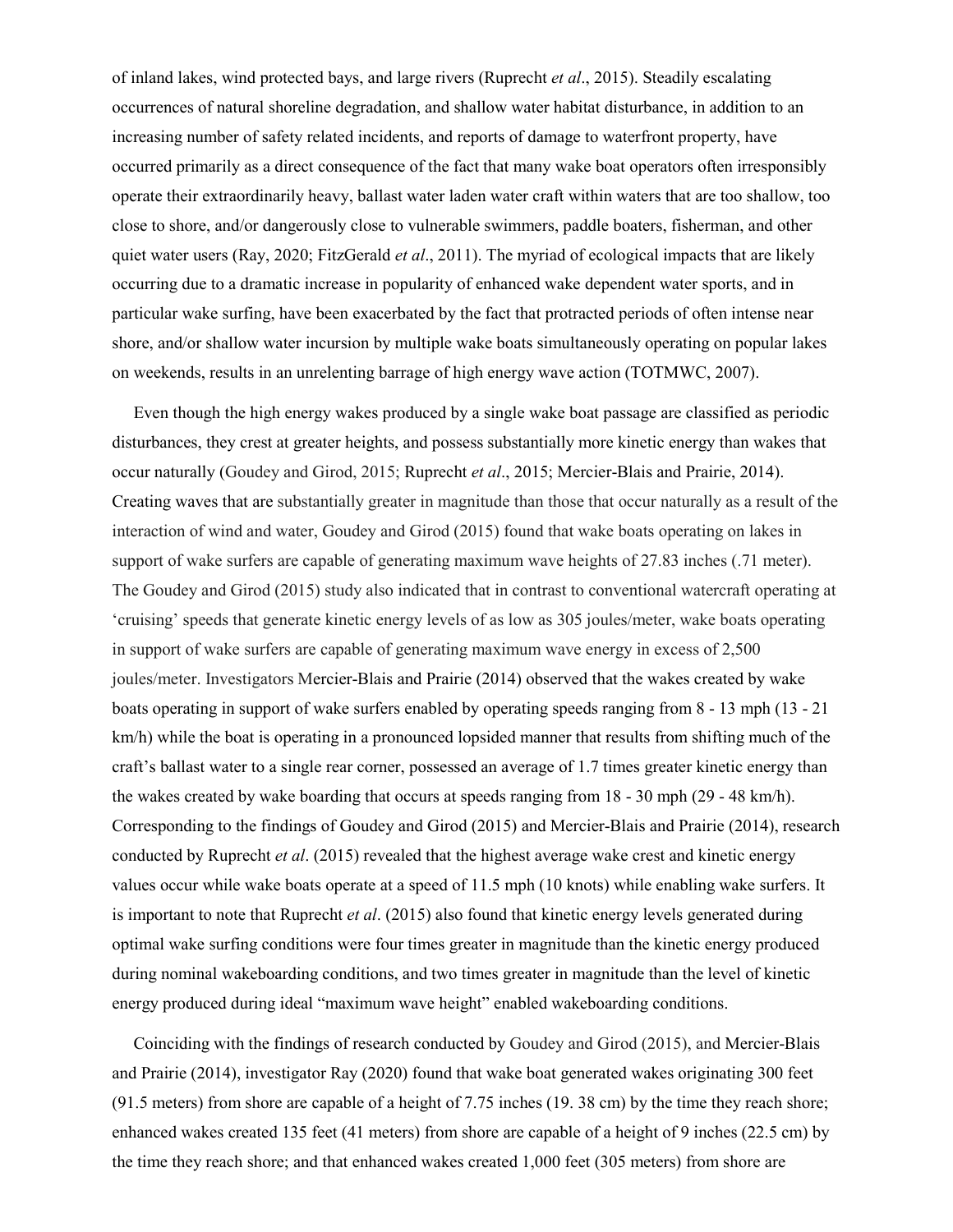of inland lakes, wind protected bays, and large rivers (Ruprecht *et al*., 2015). Steadily escalating occurrences of natural shoreline degradation, and shallow water habitat disturbance, in addition to an increasing number of safety related incidents, and reports of damage to waterfront property, have occurred primarily as a direct consequence of the fact that many wake boat operators often irresponsibly operate their extraordinarily heavy, ballast water laden water craft within waters that are too shallow, too close to shore, and/or dangerously close to vulnerable swimmers, paddle boaters, fisherman, and other quiet water users (Ray, 2020; FitzGerald *et al*., 2011). The myriad of ecological impacts that are likely occurring due to a dramatic increase in popularity of enhanced wake dependent water sports, and in particular wake surfing, have been exacerbated by the fact that protracted periods of often intense near shore, and/or shallow water incursion by multiple wake boats simultaneously operating on popular lakes on weekends, results in an unrelenting barrage of high energy wave action (TOTMWC, 2007).

Even though the high energy wakes produced by a single wake boat passage are classified as periodic disturbances, they crest at greater heights, and possess substantially more kinetic energy than wakes that occur naturally (Goudey and Girod, 2015; Ruprecht *et al*., 2015; Mercier-Blais and Prairie, 2014). Creating waves that are substantially greater in magnitude than those that occur naturally as a result of the interaction of wind and water, Goudey and Girod (2015) found that wake boats operating on lakes in support of wake surfers are capable of generating maximum wave heights of 27.83 inches (.71 meter). The Goudey and Girod (2015) study also indicated that in contrast to conventional watercraft operating at 'cruising' speeds that generate kinetic energy levels of as low as 305 joules/meter, wake boats operating in support of wake surfers are capable of generating maximum wave energy in excess of 2,500 joules/meter. Investigators Mercier-Blais and Prairie (2014) observed that the wakes created by wake boats operating in support of wake surfers enabled by operating speeds ranging from 8 - 13 mph (13 - 21 km/h) while the boat is operating in a pronounced lopsided manner that results from shifting much of the craft's ballast water to a single rear corner, possessed an average of 1.7 times greater kinetic energy than the wakes created by wake boarding that occurs at speeds ranging from 18 - 30 mph (29 - 48 km/h). Corresponding to the findings of Goudey and Girod (2015) and Mercier-Blais and Prairie (2014), research conducted by Ruprecht *et al*. (2015) revealed that the highest average wake crest and kinetic energy values occur while wake boats operate at a speed of 11.5 mph (10 knots) while enabling wake surfers. It is important to note that Ruprecht *et al*. (2015) also found that kinetic energy levels generated during optimal wake surfing conditions were four times greater in magnitude than the kinetic energy produced during nominal wakeboarding conditions, and two times greater in magnitude than the level of kinetic energy produced during ideal "maximum wave height" enabled wakeboarding conditions.

Coinciding with the findings of research conducted by Goudey and Girod (2015), and Mercier-Blais and Prairie (2014), investigator Ray (2020) found that wake boat generated wakes originating 300 feet (91.5 meters) from shore are capable of a height of 7.75 inches (19. 38 cm) by the time they reach shore; enhanced wakes created 135 feet (41 meters) from shore are capable of a height of 9 inches (22.5 cm) by the time they reach shore; and that enhanced wakes created 1,000 feet (305 meters) from shore are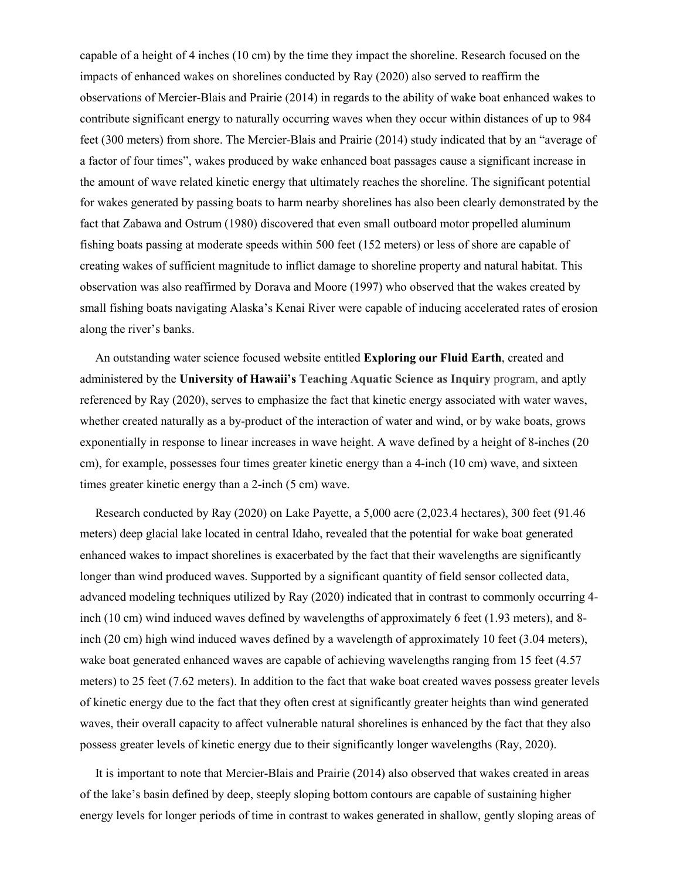capable of a height of 4 inches (10 cm) by the time they impact the shoreline. Research focused on the impacts of enhanced wakes on shorelines conducted by Ray (2020) also served to reaffirm the observations of Mercier-Blais and Prairie (2014) in regards to the ability of wake boat enhanced wakes to contribute significant energy to naturally occurring waves when they occur within distances of up to 984 feet (300 meters) from shore. The Mercier-Blais and Prairie (2014) study indicated that by an "average of a factor of four times", wakes produced by wake enhanced boat passages cause a significant increase in the amount of wave related kinetic energy that ultimately reaches the shoreline. The significant potential for wakes generated by passing boats to harm nearby shorelines has also been clearly demonstrated by the fact that Zabawa and Ostrum (1980) discovered that even small outboard motor propelled aluminum fishing boats passing at moderate speeds within 500 feet (152 meters) or less of shore are capable of creating wakes of sufficient magnitude to inflict damage to shoreline property and natural habitat. This observation was also reaffirmed by Dorava and Moore (1997) who observed that the wakes created by small fishing boats navigating Alaska's Kenai River were capable of inducing accelerated rates of erosion along the river's banks.

An outstanding water science focused website entitled **Exploring our Fluid Earth**, created and administered by the **University of Hawaii's** **Teaching Aquatic Science as Inquiry** program, and aptly referenced by Ray (2020), serves to emphasize the fact that kinetic energy associated with water waves, whether created naturally as a by-product of the interaction of water and wind, or by wake boats, grows exponentially in response to linear increases in wave height. A wave defined by a height of 8-inches (20 cm), for example, possesses four times greater kinetic energy than a 4-inch (10 cm) wave, and sixteen times greater kinetic energy than a 2-inch (5 cm) wave.

Research conducted by Ray (2020) on Lake Payette, a 5,000 acre (2,023.4 hectares), 300 feet (91.46 meters) deep glacial lake located in central Idaho, revealed that the potential for wake boat generated enhanced wakes to impact shorelines is exacerbated by the fact that their wavelengths are significantly longer than wind produced waves. Supported by a significant quantity of field sensor collected data, advanced modeling techniques utilized by Ray (2020) indicated that in contrast to commonly occurring 4-inch (10 cm) wind induced waves defined by wavelengths of approximately 6 feet (1.93 meters), and 8-inch (20 cm) high wind induced waves defined by a wavelength of approximately 10 feet (3.04 meters), wake boat generated enhanced waves are capable of achieving wavelengths ranging from 15 feet (4.57 meters) to 25 feet (7.62 meters). In addition to the fact that wake boat created waves possess greater levels of kinetic energy due to the fact that they often crest at significantly greater heights than wind generated waves, their overall capacity to affect vulnerable natural shorelines is enhanced by the fact that they also possess greater levels of kinetic energy due to their significantly longer wavelengths (Ray, 2020).

It is important to note that Mercier-Blais and Prairie (2014) also observed that wakes created in areas of the lake's basin defined by deep, steeply sloping bottom contours are capable of sustaining higher energy levels for longer periods of time in contrast to wakes generated in shallow, gently sloping areas of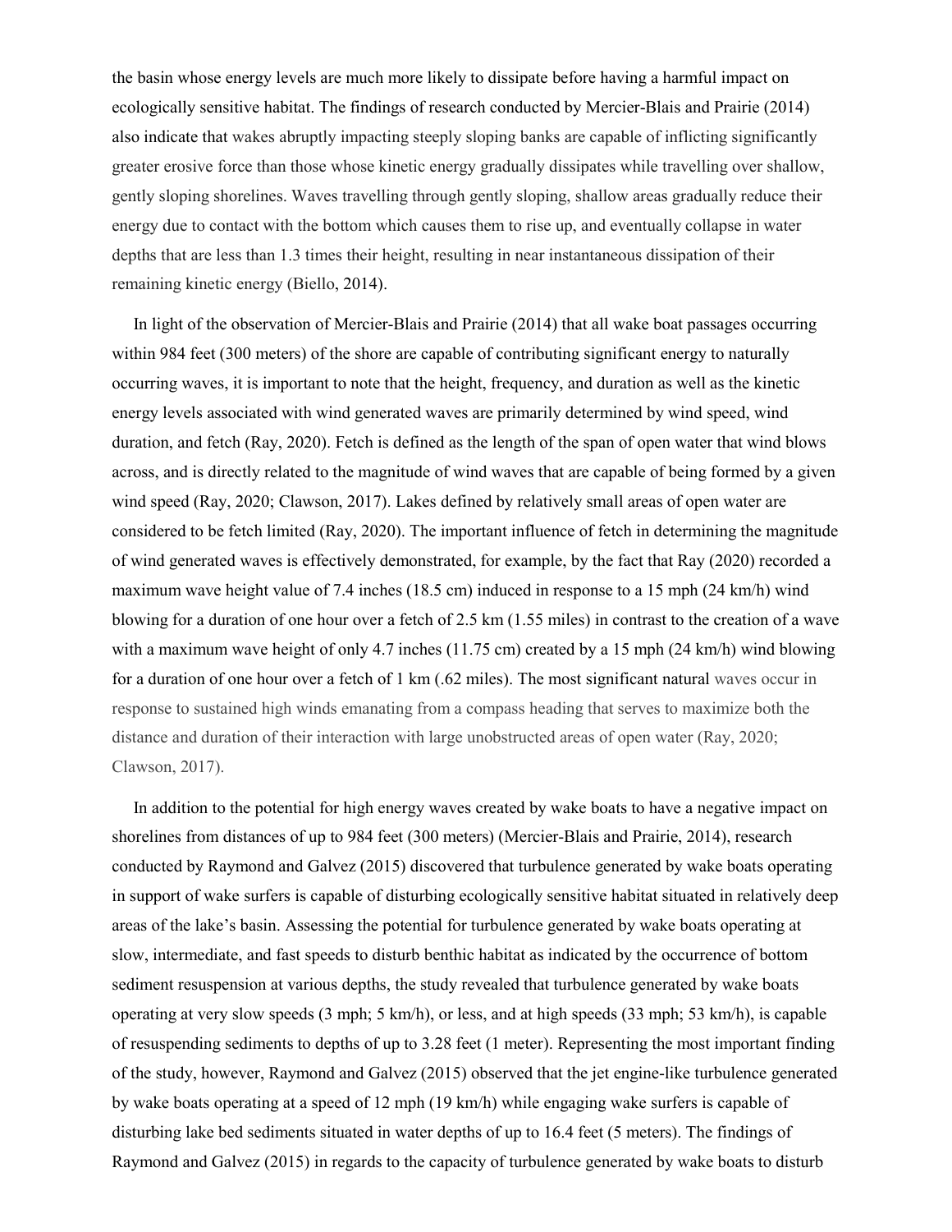the basin whose energy levels are much more likely to dissipate before having a harmful impact on ecologically sensitive habitat. The findings of research conducted by Mercier-Blais and Prairie (2014) also indicate that wakes abruptly impacting steeply sloping banks are capable of inflicting significantly greater erosive force than those whose kinetic energy gradually dissipates while travelling over shallow, gently sloping shorelines. Waves travelling through gently sloping, shallow areas gradually reduce their energy due to contact with the bottom which causes them to rise up, and eventually collapse in water depths that are less than 1.3 times their height, resulting in near instantaneous dissipation of their remaining kinetic energy (Biello, 2014).

In light of the observation of Mercier-Blais and Prairie (2014) that all wake boat passages occurring within 984 feet (300 meters) of the shore are capable of contributing significant energy to naturally occurring waves, it is important to note that the height, frequency, and duration as well as the kinetic energy levels associated with wind generated waves are primarily determined by wind speed, wind duration, and fetch (Ray, 2020). Fetch is defined as the length of the span of open water that wind blows across, and is directly related to the magnitude of wind waves that are capable of being formed by a given wind speed (Ray, 2020; Clawson, 2017). Lakes defined by relatively small areas of open water are considered to be fetch limited (Ray, 2020). The important influence of fetch in determining the magnitude of wind generated waves is effectively demonstrated, for example, by the fact that Ray (2020) recorded a maximum wave height value of 7.4 inches (18.5 cm) induced in response to a 15 mph (24 km/h) wind blowing for a duration of one hour over a fetch of 2.5 km (1.55 miles) in contrast to the creation of a wave with a maximum wave height of only 4.7 inches (11.75 cm) created by a 15 mph (24 km/h) wind blowing for a duration of one hour over a fetch of 1 km (.62 miles). The most significant natural waves occur in response to sustained high winds emanating from a compass heading that serves to maximize both the distance and duration of their interaction with large unobstructed areas of open water (Ray, 2020; Clawson, 2017).

In addition to the potential for high energy waves created by wake boats to have a negative impact on shorelines from distances of up to 984 feet (300 meters) (Mercier-Blais and Prairie, 2014), research conducted by Raymond and Galvez (2015) discovered that turbulence generated by wake boats operating in support of wake surfers is capable of disturbing ecologically sensitive habitat situated in relatively deep areas of the lake's basin. Assessing the potential for turbulence generated by wake boats operating at slow, intermediate, and fast speeds to disturb benthic habitat as indicated by the occurrence of bottom sediment resuspension at various depths, the study revealed that turbulence generated by wake boats operating at very slow speeds (3 mph; 5 km/h), or less, and at high speeds (33 mph; 53 km/h), is capable of resuspending sediments to depths of up to 3.28 feet (1 meter). Representing the most important finding of the study, however, Raymond and Galvez (2015) observed that the jet engine-like turbulence generated by wake boats operating at a speed of 12 mph (19 km/h) while engaging wake surfers is capable of disturbing lake bed sediments situated in water depths of up to 16.4 feet (5 meters). The findings of Raymond and Galvez (2015) in regards to the capacity of turbulence generated by wake boats to disturb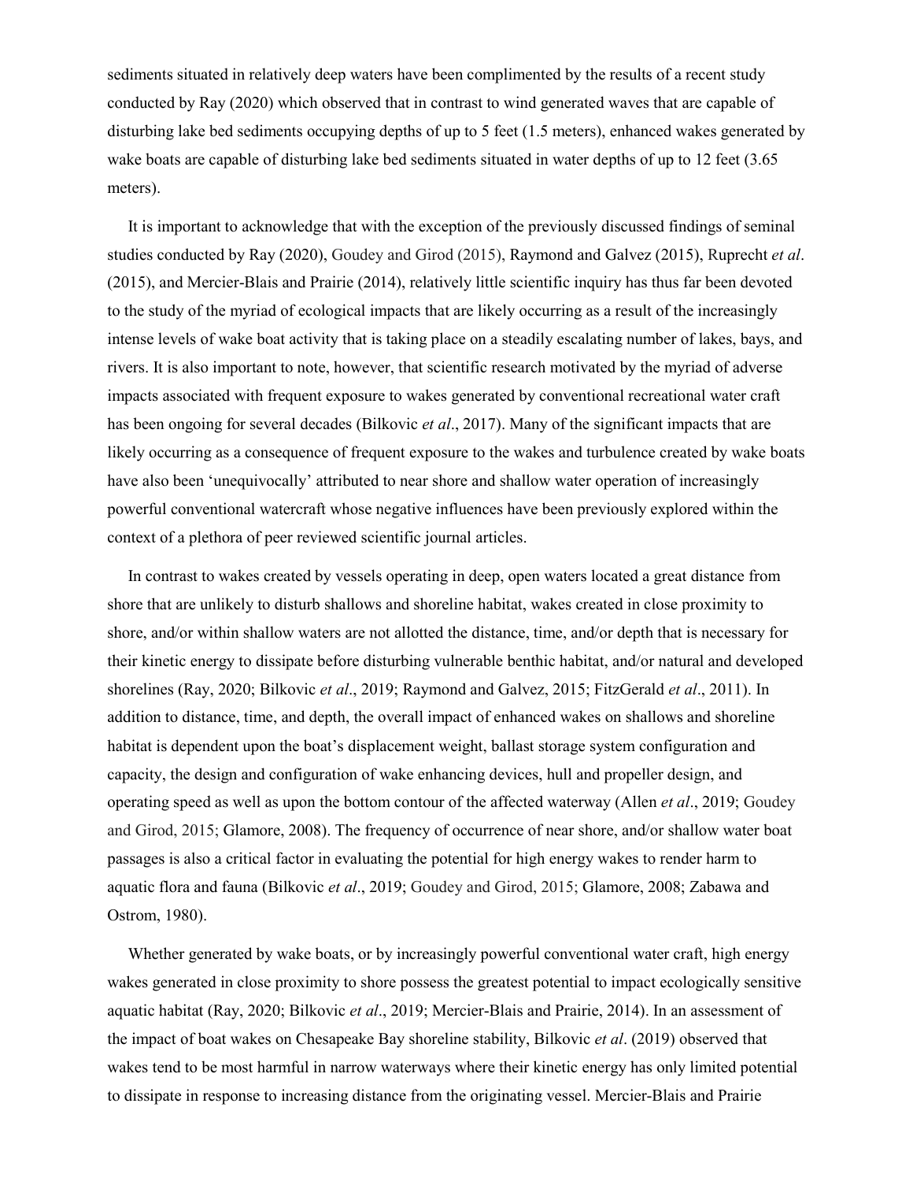sediments situated in relatively deep waters have been complimented by the results of a recent study conducted by Ray (2020) which observed that in contrast to wind generated waves that are capable of disturbing lake bed sediments occupying depths of up to 5 feet (1.5 meters), enhanced wakes generated by wake boats are capable of disturbing lake bed sediments situated in water depths of up to 12 feet (3.65 meters).

It is important to acknowledge that with the exception of the previously discussed findings of seminal studies conducted by Ray (2020), Goudey and Girod (2015), Raymond and Galvez (2015), Ruprecht *et al*. (2015), and Mercier-Blais and Prairie (2014), relatively little scientific inquiry has thus far been devoted to the study of the myriad of ecological impacts that are likely occurring as a result of the increasingly intense levels of wake boat activity that is taking place on a steadily escalating number of lakes, bays, and rivers. It is also important to note, however, that scientific research motivated by the myriad of adverse impacts associated with frequent exposure to wakes generated by conventional recreational water craft has been ongoing for several decades (Bilkovic *et al*., 2017). Many of the significant impacts that are likely occurring as a consequence of frequent exposure to the wakes and turbulence created by wake boats have also been 'unequivocally' attributed to near shore and shallow water operation of increasingly powerful conventional watercraft whose negative influences have been previously explored within the context of a plethora of peer reviewed scientific journal articles.

In contrast to wakes created by vessels operating in deep, open waters located a great distance from shore that are unlikely to disturb shallows and shoreline habitat, wakes created in close proximity to shore, and/or within shallow waters are not allotted the distance, time, and/or depth that is necessary for their kinetic energy to dissipate before disturbing vulnerable benthic habitat, and/or natural and developed shorelines (Ray, 2020; Bilkovic *et al*., 2019; Raymond and Galvez, 2015; FitzGerald *et al*., 2011). In addition to distance, time, and depth, the overall impact of enhanced wakes on shallows and shoreline habitat is dependent upon the boat's displacement weight, ballast storage system configuration and capacity, the design and configuration of wake enhancing devices, hull and propeller design, and operating speed as well as upon the bottom contour of the affected waterway (Allen *et al*., 2019; Goudey and Girod, 2015; Glamore, 2008). The frequency of occurrence of near shore, and/or shallow water boat passages is also a critical factor in evaluating the potential for high energy wakes to render harm to aquatic flora and fauna (Bilkovic *et al*., 2019; Goudey and Girod, 2015; Glamore, 2008; Zabawa and Ostrom, 1980).

Whether generated by wake boats, or by increasingly powerful conventional water craft, high energy wakes generated in close proximity to shore possess the greatest potential to impact ecologically sensitive aquatic habitat (Ray, 2020; Bilkovic *et al*., 2019; Mercier-Blais and Prairie, 2014). In an assessment of the impact of boat wakes on Chesapeake Bay shoreline stability, Bilkovic *et al*. (2019) observed that wakes tend to be most harmful in narrow waterways where their kinetic energy has only limited potential to dissipate in response to increasing distance from the originating vessel. Mercier-Blais and Prairie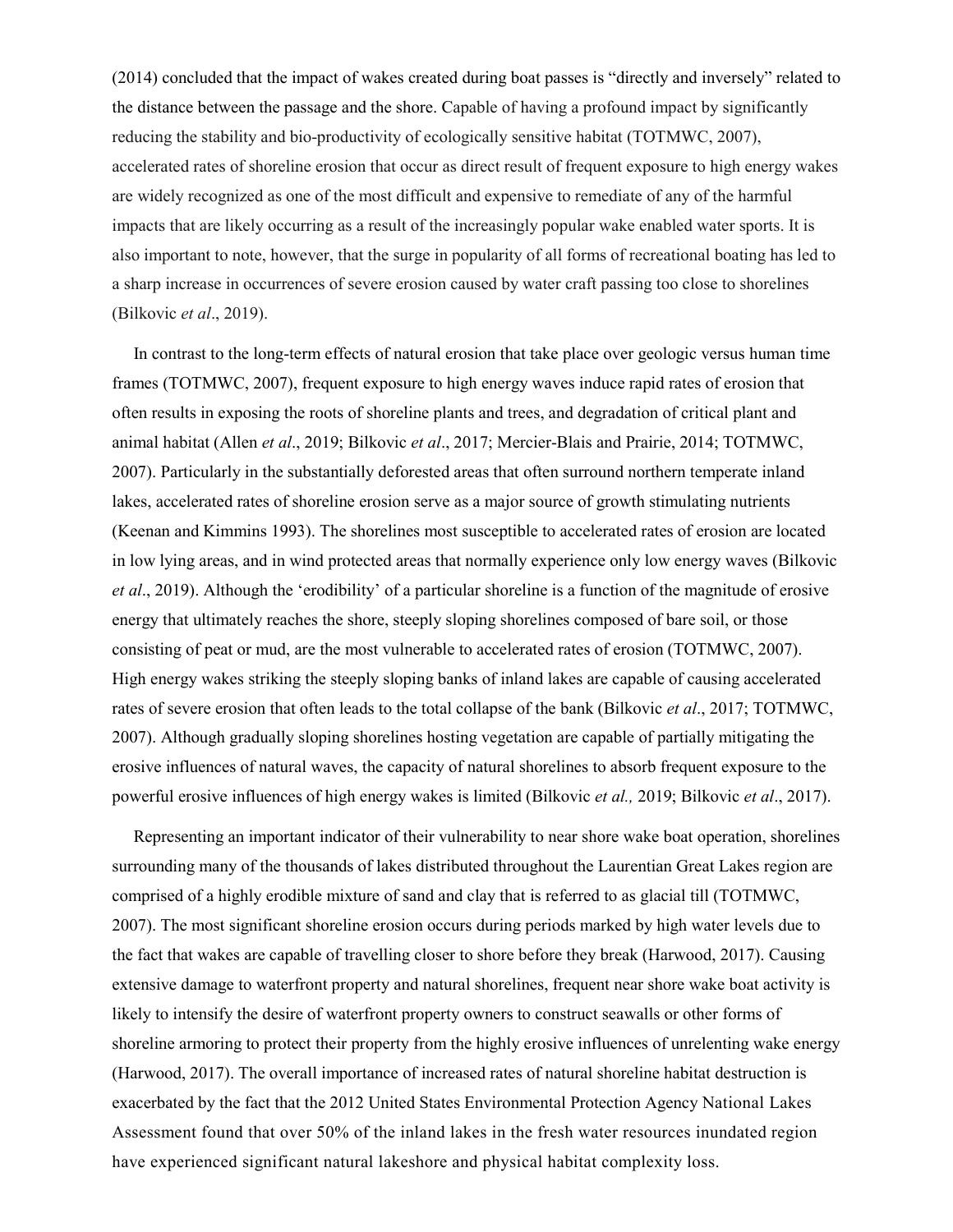(2014) concluded that the impact of wakes created during boat passes is "directly and inversely" related to the distance between the passage and the shore. Capable of having a profound impact by significantly reducing the stability and bio-productivity of ecologically sensitive habitat (TOTMWC, 2007), accelerated rates of shoreline erosion that occur as direct result of frequent exposure to high energy wakes are widely recognized as one of the most difficult and expensive to remediate of any of the harmful impacts that are likely occurring as a result of the increasingly popular wake enabled water sports. It is also important to note, however, that the surge in popularity of all forms of recreational boating has led to a sharp increase in occurrences of severe erosion caused by water craft passing too close to shorelines (Bilkovic *et al*., 2019).

In contrast to the long-term effects of natural erosion that take place over geologic versus human time frames (TOTMWC, 2007), frequent exposure to high energy waves induce rapid rates of erosion that often results in exposing the roots of shoreline plants and trees, and degradation of critical plant and animal habitat (Allen *et al*., 2019; Bilkovic *et al*., 2017; Mercier-Blais and Prairie, 2014; TOTMWC, 2007). Particularly in the substantially deforested areas that often surround northern temperate inland lakes, accelerated rates of shoreline erosion serve as a major source of growth stimulating nutrients (Keenan and Kimmins 1993). The shorelines most susceptible to accelerated rates of erosion are located in low lying areas, and in wind protected areas that normally experience only low energy waves (Bilkovic *et al*., 2019). Although the 'erodibility' of a particular shoreline is a function of the magnitude of erosive energy that ultimately reaches the shore, steeply sloping shorelines composed of bare soil, or those consisting of peat or mud, are the most vulnerable to accelerated rates of erosion (TOTMWC, 2007). High energy wakes striking the steeply sloping banks of inland lakes are capable of causing accelerated rates of severe erosion that often leads to the total collapse of the bank (Bilkovic *et al*., 2017; TOTMWC, 2007). Although gradually sloping shorelines hosting vegetation are capable of partially mitigating the erosive influences of natural waves, the capacity of natural shorelines to absorb frequent exposure to the powerful erosive influences of high energy wakes is limited (Bilkovic *et al.,* 2019; Bilkovic *et al*., 2017).

Representing an important indicator of their vulnerability to near shore wake boat operation, shorelines surrounding many of the thousands of lakes distributed throughout the Laurentian Great Lakes region are comprised of a highly erodible mixture of sand and clay that is referred to as glacial till (TOTMWC, 2007). The most significant shoreline erosion occurs during periods marked by high water levels due to the fact that wakes are capable of travelling closer to shore before they break (Harwood, 2017). Causing extensive damage to waterfront property and natural shorelines, frequent near shore wake boat activity is likely to intensify the desire of waterfront property owners to construct seawalls or other forms of shoreline armoring to protect their property from the highly erosive influences of unrelenting wake energy (Harwood, 2017). The overall importance of increased rates of natural shoreline habitat destruction is exacerbated by the fact that the 2012 United States Environmental Protection Agency National Lakes Assessment found that over 50% of the inland lakes in the fresh water resources inundated region have experienced significant natural lakeshore and physical habitat complexity loss.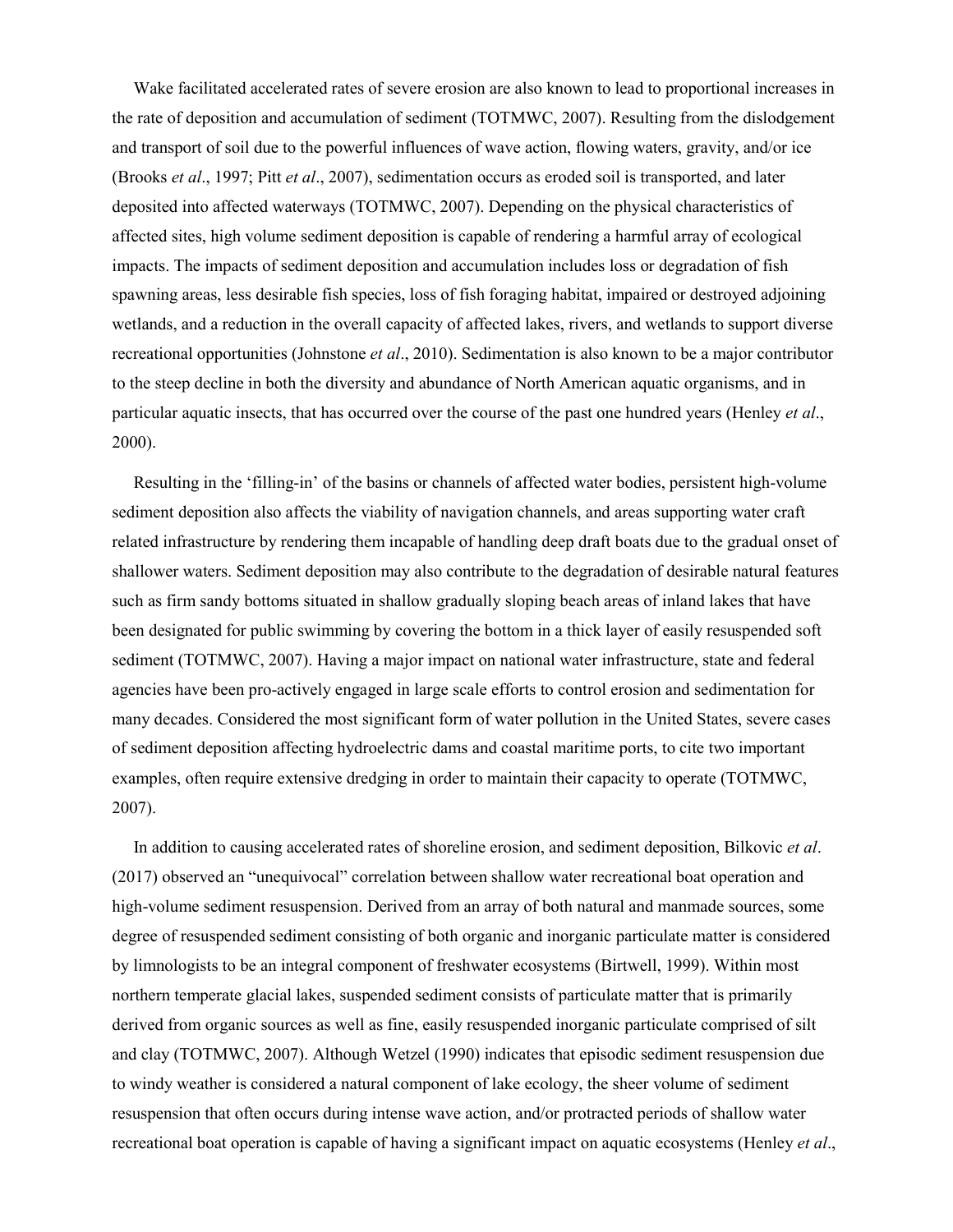Wake facilitated accelerated rates of severe erosion are also known to lead to proportional increases in the rate of deposition and accumulation of sediment (TOTMWC, 2007). Resulting from the dislodgement and transport of soil due to the powerful influences of wave action, flowing waters, gravity, and/or ice (Brooks *et al*., 1997; Pitt *et al*., 2007), sedimentation occurs as eroded soil is transported, and later deposited into affected waterways (TOTMWC, 2007). Depending on the physical characteristics of affected sites, high volume sediment deposition is capable of rendering a harmful array of ecological impacts. The impacts of sediment deposition and accumulation includes loss or degradation of fish spawning areas, less desirable fish species, loss of fish foraging habitat, impaired or destroyed adjoining wetlands, and a reduction in the overall capacity of affected lakes, rivers, and wetlands to support diverse recreational opportunities (Johnstone *et al*., 2010). Sedimentation is also known to be a major contributor to the steep decline in both the diversity and abundance of North American aquatic organisms, and in particular aquatic insects, that has occurred over the course of the past one hundred years (Henley *et al*., 2000).

Resulting in the 'filling-in' of the basins or channels of affected water bodies, persistent high-volume sediment deposition also affects the viability of navigation channels, and areas supporting water craft related infrastructure by rendering them incapable of handling deep draft boats due to the gradual onset of shallower waters. Sediment deposition may also contribute to the degradation of desirable natural features such as firm sandy bottoms situated in shallow gradually sloping beach areas of inland lakes that have been designated for public swimming by covering the bottom in a thick layer of easily resuspended soft sediment (TOTMWC, 2007). Having a major impact on national water infrastructure, state and federal agencies have been pro-actively engaged in large scale efforts to control erosion and sedimentation for many decades. Considered the most significant form of water pollution in the United States, severe cases of sediment deposition affecting hydroelectric dams and coastal maritime ports, to cite two important examples, often require extensive dredging in order to maintain their capacity to operate (TOTMWC, 2007).

In addition to causing accelerated rates of shoreline erosion, and sediment deposition, Bilkovic *et al*. (2017) observed an "unequivocal" correlation between shallow water recreational boat operation and high-volume sediment resuspension. Derived from an array of both natural and manmade sources, some degree of resuspended sediment consisting of both organic and inorganic particulate matter is considered by limnologists to be an integral component of freshwater ecosystems (Birtwell, 1999). Within most northern temperate glacial lakes, suspended sediment consists of particulate matter that is primarily derived from organic sources as well as fine, easily resuspended inorganic particulate comprised of silt and clay (TOTMWC, 2007). Although Wetzel (1990) indicates that episodic sediment resuspension due to windy weather is considered a natural component of lake ecology, the sheer volume of sediment resuspension that often occurs during intense wave action, and/or protracted periods of shallow water recreational boat operation is capable of having a significant impact on aquatic ecosystems (Henley *et al*.,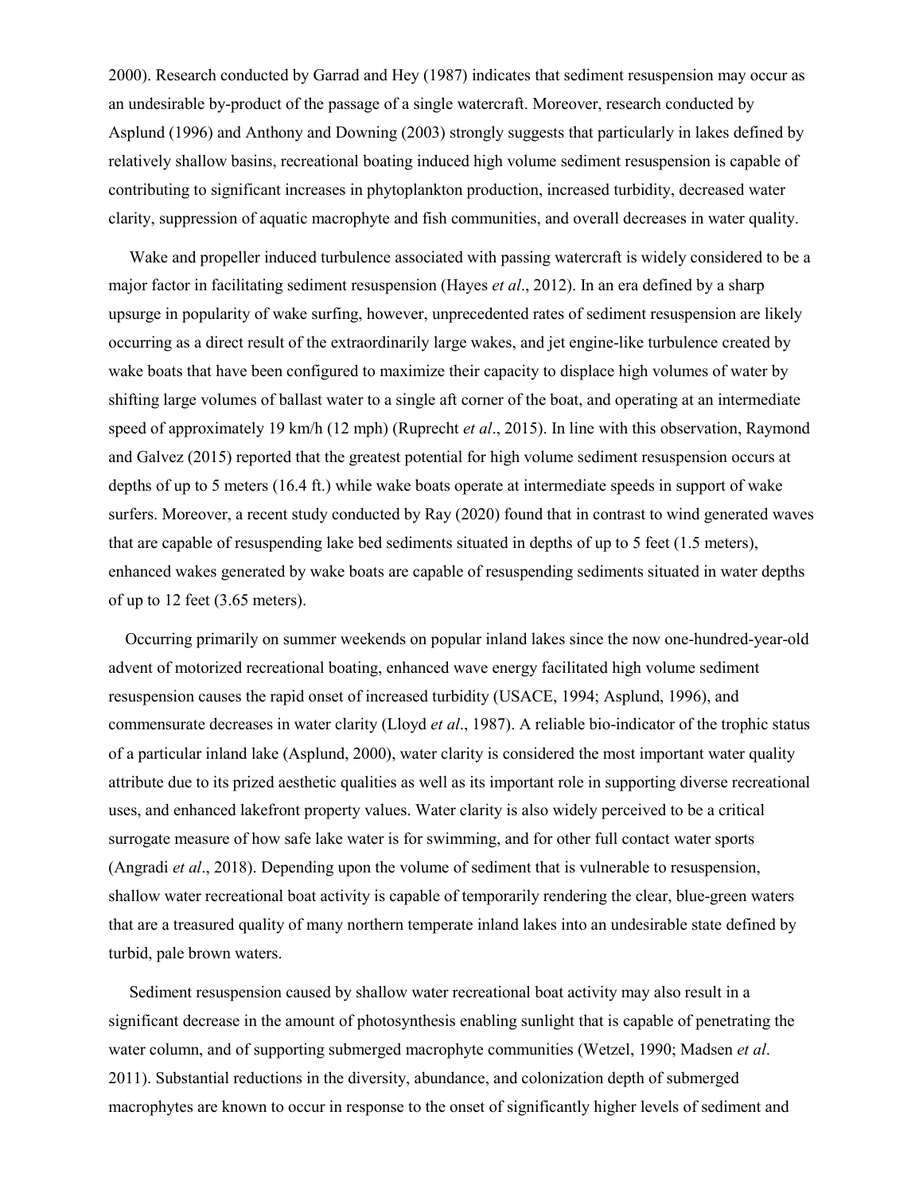2000). Research conducted by Garrad and Hey (1987) indicates that sediment resuspension may occur as an undesirable by-product of the passage of a single watercraft. Moreover, research conducted by Asplund (1996) and Anthony and Downing (2003) strongly suggests that particularly in lakes defined by relatively shallow basins, recreational boating induced high volume sediment resuspension is capable of contributing to significant increases in phytoplankton production, increased turbidity, decreased water clarity, suppression of aquatic macrophyte and fish communities, and overall decreases in water quality.

Wake and propeller induced turbulence associated with passing watercraft is widely considered to be a major factor in facilitating sediment resuspension (Hayes *et al*., 2012). In an era defined by a sharp upsurge in popularity of wake surfing, however, unprecedented rates of sediment resuspension are likely occurring as a direct result of the extraordinarily large wakes, and jet engine-like turbulence created by wake boats that have been configured to maximize their capacity to displace high volumes of water by shifting large volumes of ballast water to a single aft corner of the boat, and operating at an intermediate speed of approximately 19 km/h (12 mph) (Ruprecht *et al*., 2015). In line with this observation, Raymond and Galvez (2015) reported that the greatest potential for high volume sediment resuspension occurs at depths of up to 5 meters (16.4 ft.) while wake boats operate at intermediate speeds in support of wake surfers. Moreover, a recent study conducted by Ray (2020) found that in contrast to wind generated waves that are capable of resuspending lake bed sediments situated in depths of up to 5 feet (1.5 meters), enhanced wakes generated by wake boats are capable of resuspending sediments situated in water depths of up to 12 feet (3.65 meters).

Occurring primarily on summer weekends on popular inland lakes since the now one-hundred-year-old advent of motorized recreational boating, enhanced wave energy facilitated high volume sediment resuspension causes the rapid onset of increased turbidity (USACE, 1994; Asplund, 1996), and commensurate decreases in water clarity (Lloyd *et al*., 1987). A reliable bio-indicator of the trophic status of a particular inland lake (Asplund, 2000), water clarity is considered the most important water quality attribute due to its prized aesthetic qualities as well as its important role in supporting diverse recreational uses, and enhanced lakefront property values. Water clarity is also widely perceived to be a critical surrogate measure of how safe lake water is for swimming, and for other full contact water sports (Angradi *et al*., 2018). Depending upon the volume of sediment that is vulnerable to resuspension, shallow water recreational boat activity is capable of temporarily rendering the clear, blue-green waters that are a treasured quality of many northern temperate inland lakes into an undesirable state defined by turbid, pale brown waters.

Sediment resuspension caused by shallow water recreational boat activity may also result in a significant decrease in the amount of photosynthesis enabling sunlight that is capable of penetrating the water column, and of supporting submerged macrophyte communities (Wetzel, 1990; Madsen *et al*. 2011). Substantial reductions in the diversity, abundance, and colonization depth of submerged macrophytes are known to occur in response to the onset of significantly higher levels of sediment and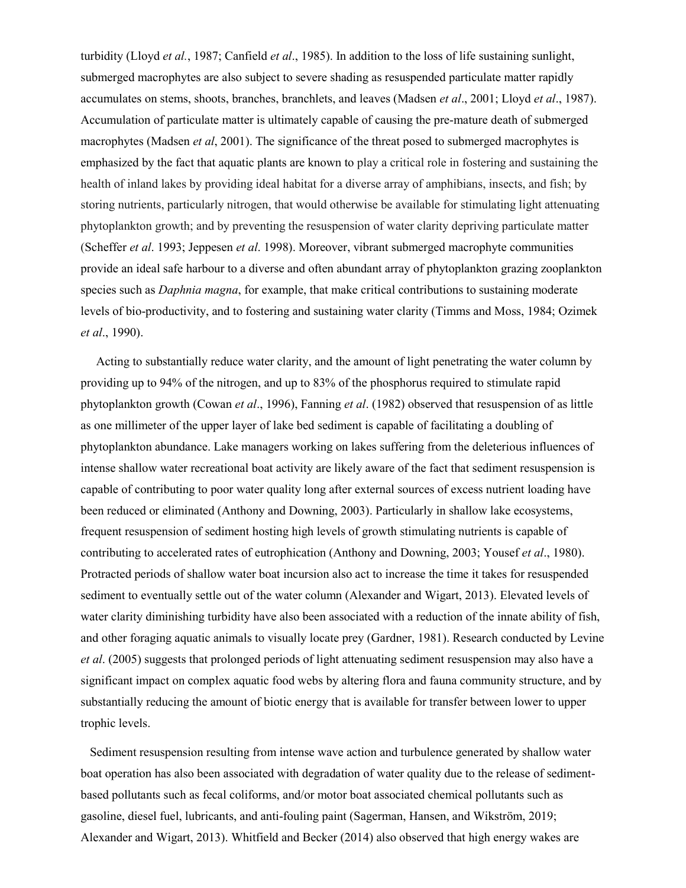turbidity (Lloyd *et al.*, 1987; Canfield *et al*., 1985). In addition to the loss of life sustaining sunlight, submerged macrophytes are also subject to severe shading as resuspended particulate matter rapidly accumulates on stems, shoots, branches, branchlets, and leaves (Madsen *et al*., 2001; Lloyd *et al*., 1987). Accumulation of particulate matter is ultimately capable of causing the pre-mature death of submerged macrophytes (Madsen *et al*, 2001). The significance of the threat posed to submerged macrophytes is emphasized by the fact that aquatic plants are known to play a critical role in fostering and sustaining the health of inland lakes by providing ideal habitat for a diverse array of amphibians, insects, and fish; by storing nutrients, particularly nitrogen, that would otherwise be available for stimulating light attenuating phytoplankton growth; and by preventing the resuspension of water clarity depriving particulate matter (Scheffer *et al*. 1993; Jeppesen *et al*. 1998). Moreover, vibrant submerged macrophyte communities provide an ideal safe harbour to a diverse and often abundant array of phytoplankton grazing zooplankton species such as *Daphnia magna*, for example, that make critical contributions to sustaining moderate levels of bio-productivity, and to fostering and sustaining water clarity (Timms and Moss, 1984; Ozimek *et al*., 1990).

Acting to substantially reduce water clarity, and the amount of light penetrating the water column by providing up to 94% of the nitrogen, and up to 83% of the phosphorus required to stimulate rapid phytoplankton growth (Cowan *et al*., 1996), Fanning *et al*. (1982) observed that resuspension of as little as one millimeter of the upper layer of lake bed sediment is capable of facilitating a doubling of phytoplankton abundance. Lake managers working on lakes suffering from the deleterious influences of intense shallow water recreational boat activity are likely aware of the fact that sediment resuspension is capable of contributing to poor water quality long after external sources of excess nutrient loading have been reduced or eliminated (Anthony and Downing, 2003). Particularly in shallow lake ecosystems, frequent resuspension of sediment hosting high levels of growth stimulating nutrients is capable of contributing to accelerated rates of eutrophication (Anthony and Downing, 2003; Yousef *et al*., 1980). Protracted periods of shallow water boat incursion also act to increase the time it takes for resuspended sediment to eventually settle out of the water column (Alexander and Wigart, 2013). Elevated levels of water clarity diminishing turbidity have also been associated with a reduction of the innate ability of fish, and other foraging aquatic animals to visually locate prey (Gardner, 1981). Research conducted by Levine *et al*. (2005) suggests that prolonged periods of light attenuating sediment resuspension may also have a significant impact on complex aquatic food webs by altering flora and fauna community structure, and by substantially reducing the amount of biotic energy that is available for transfer between lower to upper trophic levels.

Sediment resuspension resulting from intense wave action and turbulence generated by shallow water boat operation has also been associated with degradation of water quality due to the release of sediment-based pollutants such as fecal coliforms, and/or motor boat associated chemical pollutants such as gasoline, diesel fuel, lubricants, and anti-fouling paint (Sagerman, Hansen, and Wikström, 2019; Alexander and Wigart, 2013). Whitfield and Becker (2014) also observed that high energy wakes are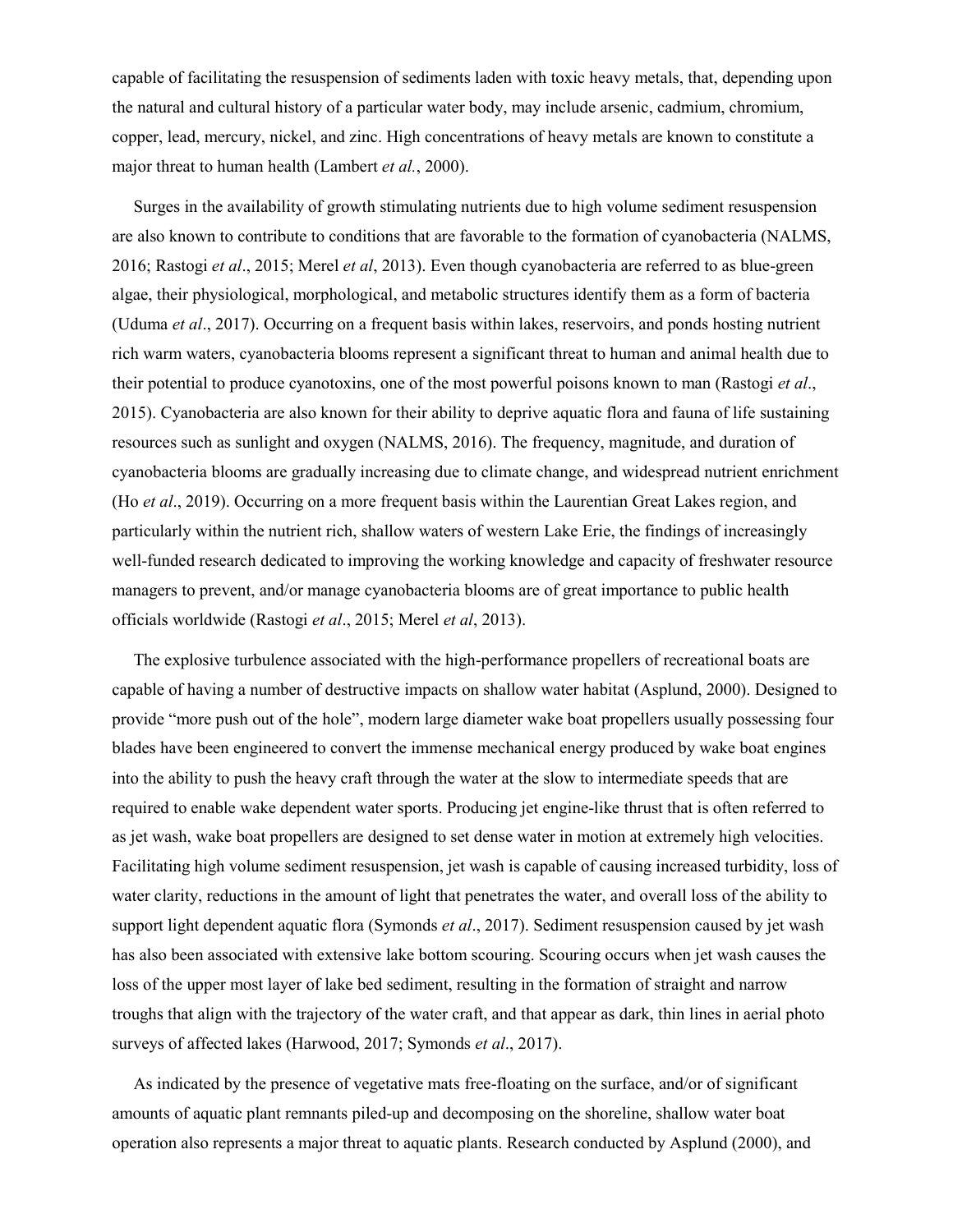capable of facilitating the resuspension of sediments laden with toxic heavy metals, that, depending upon the natural and cultural history of a particular water body, may include arsenic, cadmium, chromium, copper, lead, mercury, nickel, and zinc. High concentrations of heavy metals are known to constitute a major threat to human health (Lambert *et al.*, 2000).

Surges in the availability of growth stimulating nutrients due to high volume sediment resuspension are also known to contribute to conditions that are favorable to the formation of cyanobacteria (NALMS, 2016; Rastogi *et al*., 2015; Merel *et al*, 2013). Even though cyanobacteria are referred to as blue-green algae, their physiological, morphological, and metabolic structures identify them as a form of bacteria (Uduma *et al*., 2017). Occurring on a frequent basis within lakes, reservoirs, and ponds hosting nutrient rich warm waters, cyanobacteria blooms represent a significant threat to human and animal health due to their potential to produce cyanotoxins, one of the most powerful poisons known to man (Rastogi *et al*., 2015). Cyanobacteria are also known for their ability to deprive aquatic flora and fauna of life sustaining resources such as sunlight and oxygen (NALMS, 2016). The frequency, magnitude, and duration of cyanobacteria blooms are gradually increasing due to climate change, and widespread nutrient enrichment (Ho *et al*., 2019). Occurring on a more frequent basis within the Laurentian Great Lakes region, and particularly within the nutrient rich, shallow waters of western Lake Erie, the findings of increasingly well-funded research dedicated to improving the working knowledge and capacity of freshwater resource managers to prevent, and/or manage cyanobacteria blooms are of great importance to public health officials worldwide (Rastogi *et al*., 2015; Merel *et al*, 2013).

The explosive turbulence associated with the high-performance propellers of recreational boats are capable of having a number of destructive impacts on shallow water habitat (Asplund, 2000). Designed to provide "more push out of the hole", modern large diameter wake boat propellers usually possessing four blades have been engineered to convert the immense mechanical energy produced by wake boat engines into the ability to push the heavy craft through the water at the slow to intermediate speeds that are required to enable wake dependent water sports. Producing jet engine-like thrust that is often referred to as jet wash, wake boat propellers are designed to set dense water in motion at extremely high velocities. Facilitating high volume sediment resuspension, jet wash is capable of causing increased turbidity, loss of water clarity, reductions in the amount of light that penetrates the water, and overall loss of the ability to support light dependent aquatic flora (Symonds *et al*., 2017). Sediment resuspension caused by jet wash has also been associated with extensive lake bottom scouring. Scouring occurs when jet wash causes the loss of the upper most layer of lake bed sediment, resulting in the formation of straight and narrow troughs that align with the trajectory of the water craft, and that appear as dark, thin lines in aerial photo surveys of affected lakes (Harwood, 2017; Symonds *et al*., 2017).

As indicated by the presence of vegetative mats free-floating on the surface, and/or of significant amounts of aquatic plant remnants piled-up and decomposing on the shoreline, shallow water boat operation also represents a major threat to aquatic plants. Research conducted by Asplund (2000), and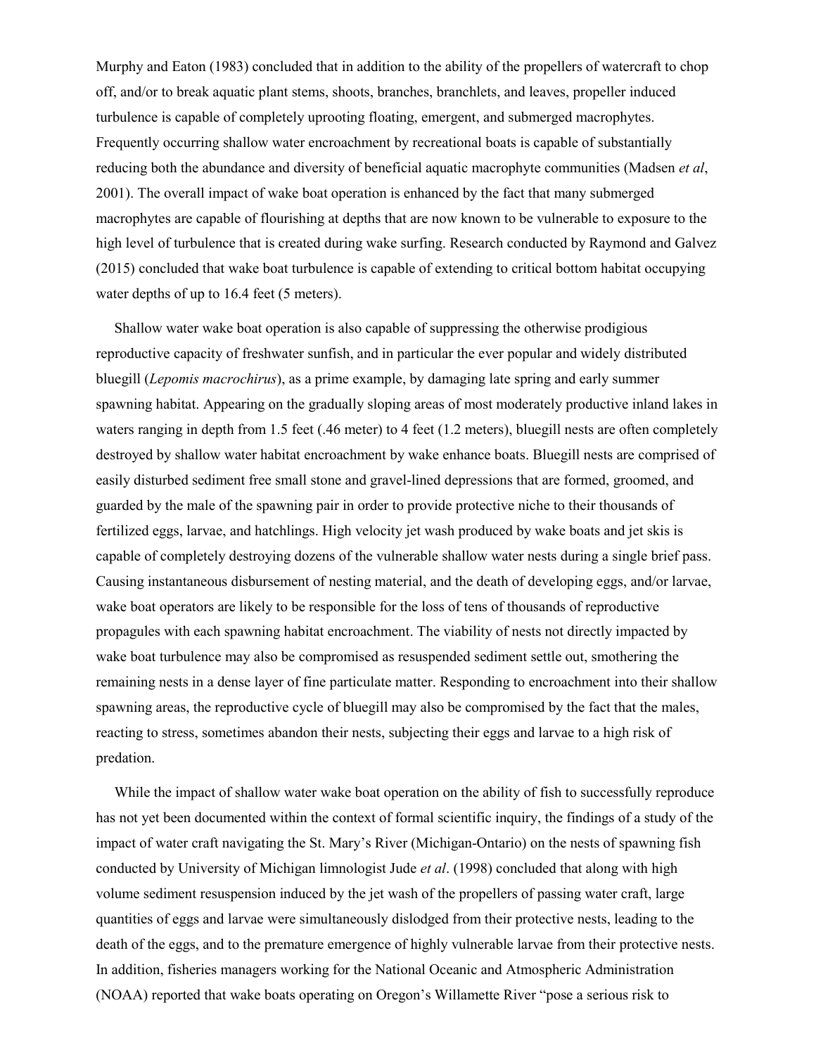Murphy and Eaton (1983) concluded that in addition to the ability of the propellers of watercraft to chop off, and/or to break aquatic plant stems, shoots, branches, branchlets, and leaves, propeller induced turbulence is capable of completely uprooting floating, emergent, and submerged macrophytes. Frequently occurring shallow water encroachment by recreational boats is capable of substantially reducing both the abundance and diversity of beneficial aquatic macrophyte communities (Madsen *et al*, 2001). The overall impact of wake boat operation is enhanced by the fact that many submerged macrophytes are capable of flourishing at depths that are now known to be vulnerable to exposure to the high level of turbulence that is created during wake surfing. Research conducted by Raymond and Galvez (2015) concluded that wake boat turbulence is capable of extending to critical bottom habitat occupying water depths of up to 16.4 feet (5 meters).

Shallow water wake boat operation is also capable of suppressing the otherwise prodigious reproductive capacity of freshwater sunfish, and in particular the ever popular and widely distributed bluegill (*Lepomis macrochirus*), as a prime example, by damaging late spring and early summer spawning habitat. Appearing on the gradually sloping areas of most moderately productive inland lakes in waters ranging in depth from 1.5 feet (.46 meter) to 4 feet (1.2 meters), bluegill nests are often completely destroyed by shallow water habitat encroachment by wake enhance boats. Bluegill nests are comprised of easily disturbed sediment free small stone and gravel-lined depressions that are formed, groomed, and guarded by the male of the spawning pair in order to provide protective niche to their thousands of fertilized eggs, larvae, and hatchlings. High velocity jet wash produced by wake boats and jet skis is capable of completely destroying dozens of the vulnerable shallow water nests during a single brief pass. Causing instantaneous disbursement of nesting material, and the death of developing eggs, and/or larvae, wake boat operators are likely to be responsible for the loss of tens of thousands of reproductive propagules with each spawning habitat encroachment. The viability of nests not directly impacted by wake boat turbulence may also be compromised as resuspended sediment settle out, smothering the remaining nests in a dense layer of fine particulate matter. Responding to encroachment into their shallow spawning areas, the reproductive cycle of bluegill may also be compromised by the fact that the males, reacting to stress, sometimes abandon their nests, subjecting their eggs and larvae to a high risk of predation.

While the impact of shallow water wake boat operation on the ability of fish to successfully reproduce has not yet been documented within the context of formal scientific inquiry, the findings of a study of the impact of water craft navigating the St. Mary's River (Michigan-Ontario) on the nests of spawning fish conducted by University of Michigan limnologist Jude *et al*. (1998) concluded that along with high volume sediment resuspension induced by the jet wash of the propellers of passing water craft, large quantities of eggs and larvae were simultaneously dislodged from their protective nests, leading to the death of the eggs, and to the premature emergence of highly vulnerable larvae from their protective nests. In addition, fisheries managers working for the National Oceanic and Atmospheric Administration (NOAA) reported that wake boats operating on Oregon's Willamette River "pose a serious risk to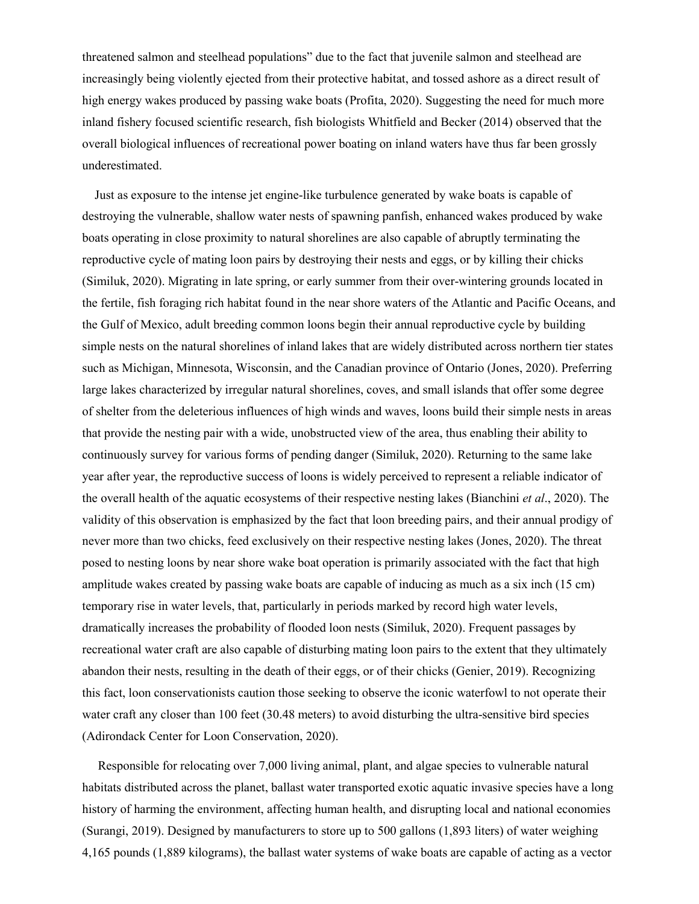threatened salmon and steelhead populations” due to the fact that juvenile salmon and steelhead are increasingly being violently ejected from their protective habitat, and tossed ashore as a direct result of high energy wakes produced by passing wake boats (Profita, 2020). Suggesting the need for much more inland fishery focused scientific research, fish biologists Whitfield and Becker (2014) observed that the overall biological influences of recreational power boating on inland waters have thus far been grossly underestimated.

Just as exposure to the intense jet engine-like turbulence generated by wake boats is capable of destroying the vulnerable, shallow water nests of spawning panfish, enhanced wakes produced by wake boats operating in close proximity to natural shorelines are also capable of abruptly terminating the reproductive cycle of mating loon pairs by destroying their nests and eggs, or by killing their chicks (Similuk, 2020). Migrating in late spring, or early summer from their over-wintering grounds located in the fertile, fish foraging rich habitat found in the near shore waters of the Atlantic and Pacific Oceans, and the Gulf of Mexico, adult breeding common loons begin their annual reproductive cycle by building simple nests on the natural shorelines of inland lakes that are widely distributed across northern tier states such as Michigan, Minnesota, Wisconsin, and the Canadian province of Ontario (Jones, 2020). Preferring large lakes characterized by irregular natural shorelines, coves, and small islands that offer some degree of shelter from the deleterious influences of high winds and waves, loons build their simple nests in areas that provide the nesting pair with a wide, unobstructed view of the area, thus enabling their ability to continuously survey for various forms of pending danger (Similuk, 2020). Returning to the same lake year after year, the reproductive success of loons is widely perceived to represent a reliable indicator of the overall health of the aquatic ecosystems of their respective nesting lakes (Bianchini *et al*., 2020). The validity of this observation is emphasized by the fact that loon breeding pairs, and their annual prodigy of never more than two chicks, feed exclusively on their respective nesting lakes (Jones, 2020). The threat posed to nesting loons by near shore wake boat operation is primarily associated with the fact that high amplitude wakes created by passing wake boats are capable of inducing as much as a six inch (15 cm) temporary rise in water levels, that, particularly in periods marked by record high water levels, dramatically increases the probability of flooded loon nests (Similuk, 2020). Frequent passages by recreational water craft are also capable of disturbing mating loon pairs to the extent that they ultimately abandon their nests, resulting in the death of their eggs, or of their chicks (Genier, 2019). Recognizing this fact, loon conservationists caution those seeking to observe the iconic waterfowl to not operate their water craft any closer than 100 feet (30.48 meters) to avoid disturbing the ultra-sensitive bird species (Adirondack Center for Loon Conservation, 2020).

Responsible for relocating over 7,000 living animal, plant, and algae species to vulnerable natural habitats distributed across the planet, ballast water transported exotic aquatic invasive species have a long history of harming the environment, affecting human health, and disrupting local and national economies (Surangi, 2019). Designed by manufacturers to store up to 500 gallons (1,893 liters) of water weighing 4,165 pounds (1,889 kilograms), the ballast water systems of wake boats are capable of acting as a vector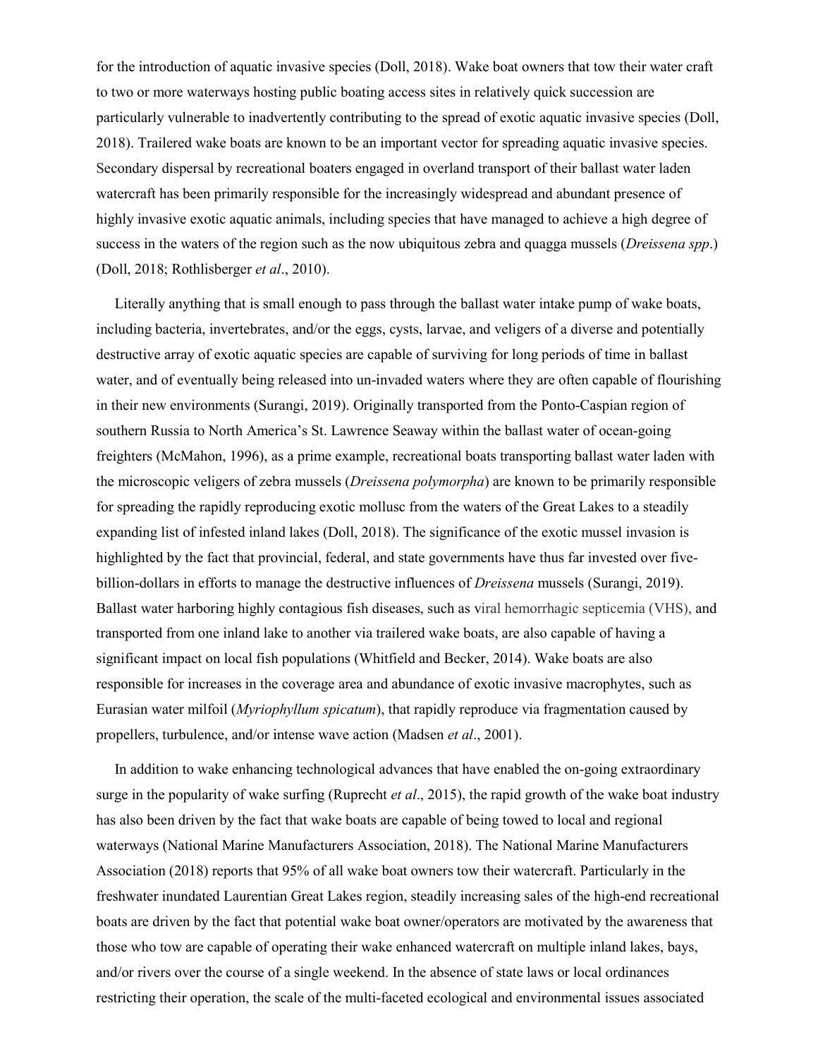for the introduction of aquatic invasive species (Doll, 2018). Wake boat owners that tow their water craft to two or more waterways hosting public boating access sites in relatively quick succession are particularly vulnerable to inadvertently contributing to the spread of exotic aquatic invasive species (Doll, 2018). Trailered wake boats are known to be an important vector for spreading aquatic invasive species. Secondary dispersal by recreational boaters engaged in overland transport of their ballast water laden watercraft has been primarily responsible for the increasingly widespread and abundant presence of highly invasive exotic aquatic animals, including species that have managed to achieve a high degree of success in the waters of the region such as the now ubiquitous zebra and quagga mussels (*Dreissena spp*.) (Doll, 2018; Rothlisberger *et al*., 2010).

Literally anything that is small enough to pass through the ballast water intake pump of wake boats, including bacteria, invertebrates, and/or the eggs, cysts, larvae, and veligers of a diverse and potentially destructive array of exotic aquatic species are capable of surviving for long periods of time in ballast water, and of eventually being released into un-invaded waters where they are often capable of flourishing in their new environments (Surangi, 2019). Originally transported from the Ponto-Caspian region of southern Russia to North America's St. Lawrence Seaway within the ballast water of ocean-going freighters (McMahon, 1996), as a prime example, recreational boats transporting ballast water laden with the microscopic veligers of zebra mussels (*Dreissena polymorpha*) are known to be primarily responsible for spreading the rapidly reproducing exotic mollusc from the waters of the Great Lakes to a steadily expanding list of infested inland lakes (Doll, 2018). The significance of the exotic mussel invasion is highlighted by the fact that provincial, federal, and state governments have thus far invested over five-billion-dollars in efforts to manage the destructive influences of *Dreissena* mussels (Surangi, 2019). Ballast water harboring highly contagious fish diseases, such as viral hemorrhagic septicemia (VHS), and transported from one inland lake to another via trailered wake boats, are also capable of having a significant impact on local fish populations (Whitfield and Becker, 2014). Wake boats are also responsible for increases in the coverage area and abundance of exotic invasive macrophytes, such as Eurasian water milfoil (*Myriophyllum spicatum*), that rapidly reproduce via fragmentation caused by propellers, turbulence, and/or intense wave action (Madsen *et al*., 2001).

In addition to wake enhancing technological advances that have enabled the on-going extraordinary surge in the popularity of wake surfing (Ruprecht *et al*., 2015), the rapid growth of the wake boat industry has also been driven by the fact that wake boats are capable of being towed to local and regional waterways (National Marine Manufacturers Association, 2018). The National Marine Manufacturers Association (2018) reports that 95% of all wake boat owners tow their watercraft. Particularly in the freshwater inundated Laurentian Great Lakes region, steadily increasing sales of the high-end recreational boats are driven by the fact that potential wake boat owner/operators are motivated by the awareness that those who tow are capable of operating their wake enhanced watercraft on multiple inland lakes, bays, and/or rivers over the course of a single weekend. In the absence of state laws or local ordinances restricting their operation, the scale of the multi-faceted ecological and environmental issues associated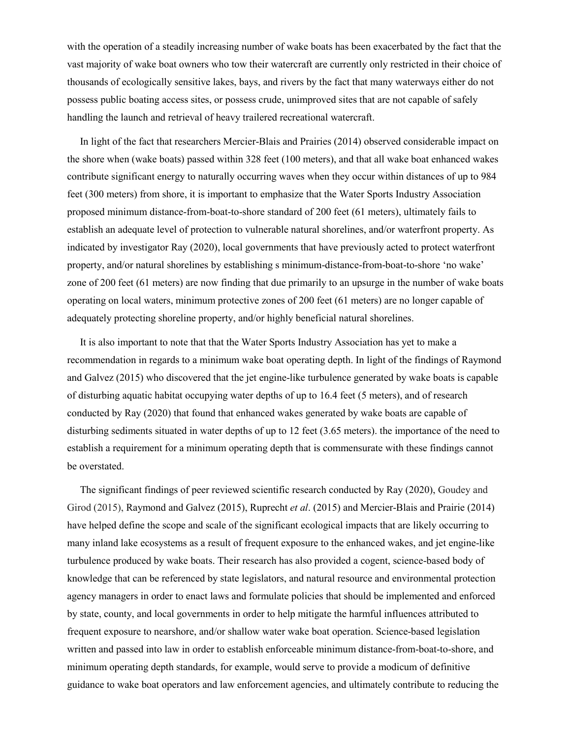with the operation of a steadily increasing number of wake boats has been exacerbated by the fact that the vast majority of wake boat owners who tow their watercraft are currently only restricted in their choice of thousands of ecologically sensitive lakes, bays, and rivers by the fact that many waterways either do not possess public boating access sites, or possess crude, unimproved sites that are not capable of safely handling the launch and retrieval of heavy trailered recreational watercraft.

In light of the fact that researchers Mercier-Blais and Prairies (2014) observed considerable impact on the shore when (wake boats) passed within 328 feet (100 meters), and that all wake boat enhanced wakes contribute significant energy to naturally occurring waves when they occur within distances of up to 984 feet (300 meters) from shore, it is important to emphasize that the Water Sports Industry Association proposed minimum distance-from-boat-to-shore standard of 200 feet (61 meters), ultimately fails to establish an adequate level of protection to vulnerable natural shorelines, and/or waterfront property. As indicated by investigator Ray (2020), local governments that have previously acted to protect waterfront property, and/or natural shorelines by establishing s minimum-distance-from-boat-to-shore 'no wake' zone of 200 feet (61 meters) are now finding that due primarily to an upsurge in the number of wake boats operating on local waters, minimum protective zones of 200 feet (61 meters) are no longer capable of adequately protecting shoreline property, and/or highly beneficial natural shorelines.

It is also important to note that that the Water Sports Industry Association has yet to make a recommendation in regards to a minimum wake boat operating depth. In light of the findings of Raymond and Galvez (2015) who discovered that the jet engine-like turbulence generated by wake boats is capable of disturbing aquatic habitat occupying water depths of up to 16.4 feet (5 meters), and of research conducted by Ray (2020) that found that enhanced wakes generated by wake boats are capable of disturbing sediments situated in water depths of up to 12 feet (3.65 meters). the importance of the need to establish a requirement for a minimum operating depth that is commensurate with these findings cannot be overstated.

The significant findings of peer reviewed scientific research conducted by Ray (2020), Goudey and Girod (2015), Raymond and Galvez (2015), Ruprecht *et al*. (2015) and Mercier-Blais and Prairie (2014) have helped define the scope and scale of the significant ecological impacts that are likely occurring to many inland lake ecosystems as a result of frequent exposure to the enhanced wakes, and jet engine-like turbulence produced by wake boats. Their research has also provided a cogent, science-based body of knowledge that can be referenced by state legislators, and natural resource and environmental protection agency managers in order to enact laws and formulate policies that should be implemented and enforced by state, county, and local governments in order to help mitigate the harmful influences attributed to frequent exposure to nearshore, and/or shallow water wake boat operation. Science-based legislation written and passed into law in order to establish enforceable minimum distance-from-boat-to-shore, and minimum operating depth standards, for example, would serve to provide a modicum of definitive guidance to wake boat operators and law enforcement agencies, and ultimately contribute to reducing the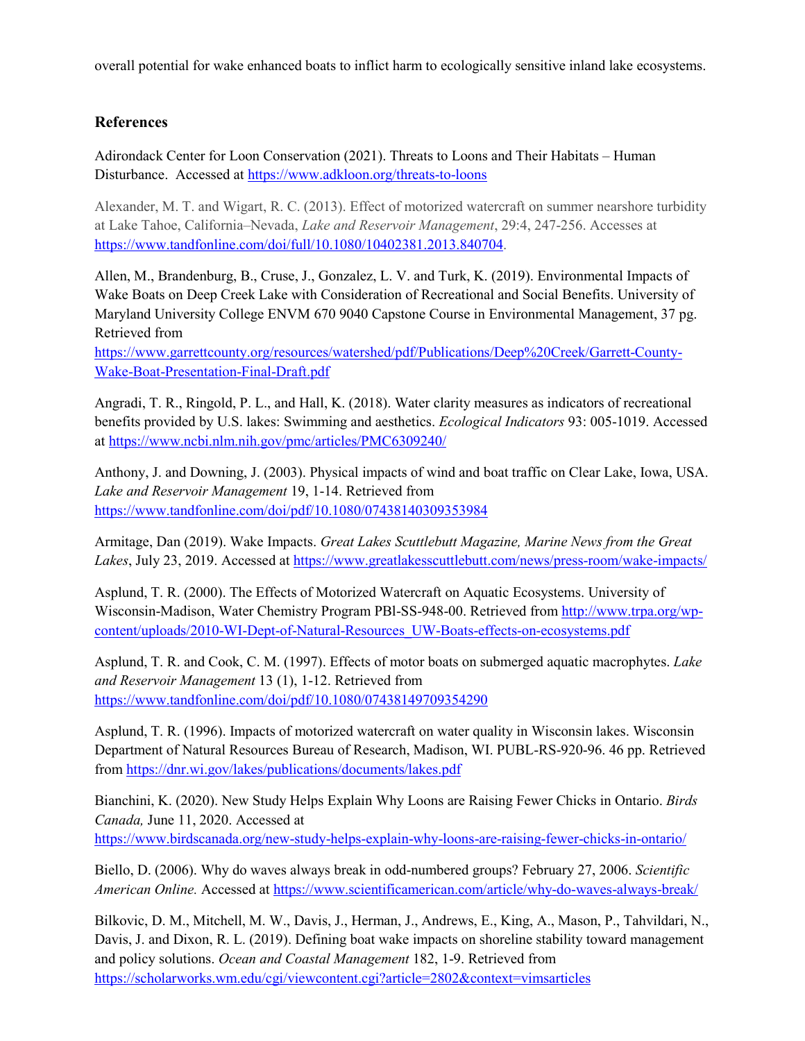overall potential for wake enhanced boats to inflict harm to ecologically sensitive inland lake ecosystems.

## References

Adirondack Center for Loon Conservation (2021). Threats to Loons and Their Habitats – Human Disturbance. Accessed at https://www.adkloon.org/threats-to-loons

Alexander, M. T. and Wigart, R. C. (2013). Effect of motorized watercraft on summer nearshore turbidity at Lake Tahoe, California–Nevada, *Lake and Reservoir Management*, 29:4, 247-256. Accesses at https://www.tandfonline.com/doi/full/10.1080/10402381.2013.840704.

Allen, M., Brandenburg, B., Cruse, J., Gonzalez, L. V. and Turk, K. (2019). Environmental Impacts of Wake Boats on Deep Creek Lake with Consideration of Recreational and Social Benefits. University of Maryland University College ENVM 670 9040 Capstone Course in Environmental Management, 37 pg. Retrieved from https://www.garrettcounty.org/resources/watershed/pdf/Publications/Deep%20Creek/Garrett-County-Wake-Boat-Presentation-Final-Draft.pdf

Angradi, T. R., Ringold, P. L., and Hall, K. (2018). Water clarity measures as indicators of recreational benefits provided by U.S. lakes: Swimming and aesthetics. *Ecological Indicators* 93: 005-1019. Accessed at https://www.ncbi.nlm.nih.gov/pmc/articles/PMC6309240/

Anthony, J. and Downing, J. (2003). Physical impacts of wind and boat traffic on Clear Lake, Iowa, USA. *Lake and Reservoir Management* 19, 1-14. Retrieved from https://www.tandfonline.com/doi/pdf/10.1080/07438140309353984

Armitage, Dan (2019). Wake Impacts. *Great Lakes Scuttlebutt Magazine, Marine News from the Great Lakes*, July 23, 2019. Accessed at https://www.greatlakesscuttlebutt.com/news/press-room/wake-impacts/

Asplund, T. R. (2000). The Effects of Motorized Watercraft on Aquatic Ecosystems. University of Wisconsin-Madison, Water Chemistry Program PBl-SS-948-00. Retrieved from http://www.trpa.org/wp-content/uploads/2010-WI-Dept-of-Natural-Resources_UW-Boats-effects-on-ecosystems.pdf

Asplund, T. R. and Cook, C. M. (1997). Effects of motor boats on submerged aquatic macrophytes. *Lake and Reservoir Management* 13 (1), 1-12. Retrieved from https://www.tandfonline.com/doi/pdf/10.1080/07438149709354290

Asplund, T. R. (1996). Impacts of motorized watercraft on water quality in Wisconsin lakes. Wisconsin Department of Natural Resources Bureau of Research, Madison, WI. PUBL-RS-920-96. 46 pp. Retrieved from https://dnr.wi.gov/lakes/publications/documents/lakes.pdf

Bianchini, K. (2020). New Study Helps Explain Why Loons are Raising Fewer Chicks in Ontario. *Birds Canada,* June 11, 2020. Accessed at https://www.birdscanada.org/new-study-helps-explain-why-loons-are-raising-fewer-chicks-in-ontario/

Biello, D. (2006). Why do waves always break in odd-numbered groups? February 27, 2006. *Scientific American Online.* Accessed at https://www.scientificamerican.com/article/why-do-waves-always-break/

Bilkovic, D. M., Mitchell, M. W., Davis, J., Herman, J., Andrews, E., King, A., Mason, P., Tahvildari, N., Davis, J. and Dixon, R. L. (2019). Defining boat wake impacts on shoreline stability toward management and policy solutions. *Ocean and Coastal Management* 182, 1-9. Retrieved from https://scholarworks.wm.edu/cgi/viewcontent.cgi?article=2802&context=vimsarticles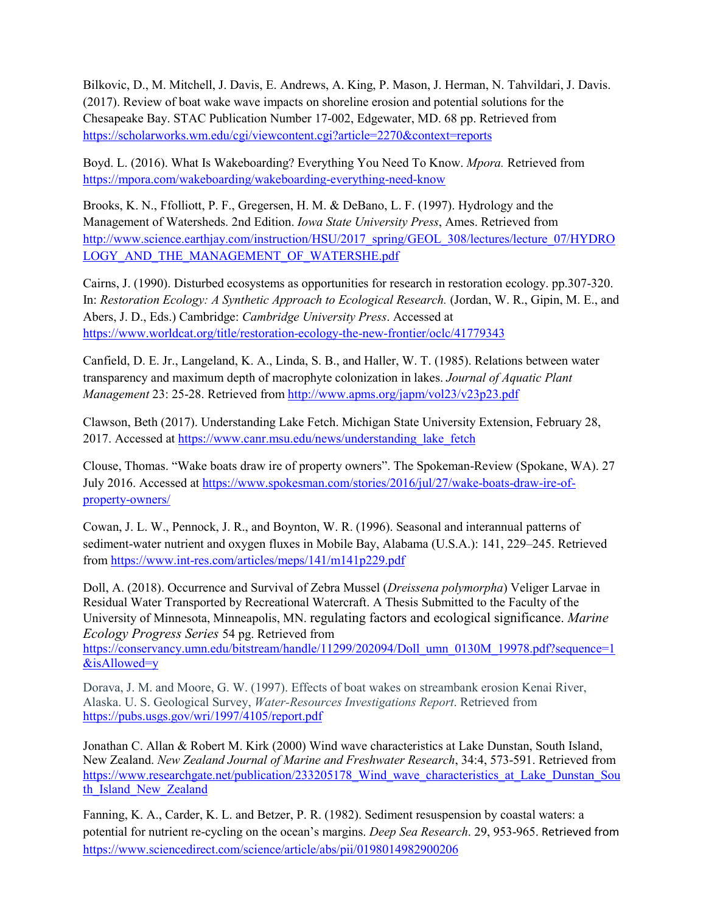Bilkovic, D., M. Mitchell, J. Davis, E. Andrews, A. King, P. Mason, J. Herman, N. Tahvildari, J. Davis. (2017). Review of boat wake wave impacts on shoreline erosion and potential solutions for the Chesapeake Bay. STAC Publication Number 17-002, Edgewater, MD. 68 pp. Retrieved from https://scholarworks.wm.edu/cgi/viewcontent.cgi?article=2270&context=reports

Boyd. L. (2016). What Is Wakeboarding? Everything You Need To Know. *Mpora.* Retrieved from https://mpora.com/wakeboarding/wakeboarding-everything-need-know

Brooks, K. N., Ffolliott, P. F., Gregersen, H. M. & DeBano, L. F. (1997). Hydrology and the Management of Watersheds. 2nd Edition. *Iowa State University Press*, Ames. Retrieved from http://www.science.earthjay.com/instruction/HSU/2017_spring/GEOL_308/lectures/lecture_07/HYDROLOGY_AND_THE_MANAGEMENT_OF_WATERSHE.pdf

Cairns, J. (1990). Disturbed ecosystems as opportunities for research in restoration ecology. pp.307-320. In: *Restoration Ecology: A Synthetic Approach to Ecological Research.* (Jordan, W. R., Gipin, M. E., and Abers, J. D., Eds.) Cambridge: *Cambridge University Press*. Accessed at https://www.worldcat.org/title/restoration-ecology-the-new-frontier/oclc/41779343

Canfield, D. E. Jr., Langeland, K. A., Linda, S. B., and Haller, W. T. (1985). Relations between water transparency and maximum depth of macrophyte colonization in lakes. *Journal of Aquatic Plant Management* 23: 25-28. Retrieved from http://www.apms.org/japm/vol23/v23p23.pdf

Clawson, Beth (2017). Understanding Lake Fetch. Michigan State University Extension, February 28, 2017. Accessed at https://www.canr.msu.edu/news/understanding_lake_fetch

Clouse, Thomas. "Wake boats draw ire of property owners". The Spokeman-Review (Spokane, WA). 27 July 2016. Accessed at https://www.spokesman.com/stories/2016/jul/27/wake-boats-draw-ire-of-property-owners/

Cowan, J. L. W., Pennock, J. R., and Boynton, W. R. (1996). Seasonal and interannual patterns of sediment-water nutrient and oxygen fluxes in Mobile Bay, Alabama (U.S.A.): 141, 229–245. Retrieved from https://www.int-res.com/articles/meps/141/m141p229.pdf

Doll, A. (2018). Occurrence and Survival of Zebra Mussel (*Dreissena polymorpha*) Veliger Larvae in Residual Water Transported by Recreational Watercraft. A Thesis Submitted to the Faculty of the University of Minnesota, Minneapolis, MN. regulating factors and ecological significance. *Marine Ecology Progress Series* 54 pg. Retrieved from https://conservancy.umn.edu/bitstream/handle/11299/202094/Doll_umn_0130M_19978.pdf?sequence=1&isAllowed=y

Dorava, J. M. and Moore, G. W. (1997). Effects of boat wakes on streambank erosion Kenai River, Alaska. U. S. Geological Survey, *Water-Resources Investigations Report*. Retrieved from https://pubs.usgs.gov/wri/1997/4105/report.pdf

Jonathan C. Allan & Robert M. Kirk (2000) Wind wave characteristics at Lake Dunstan, South Island, New Zealand. *New Zealand Journal of Marine and Freshwater Research*, 34:4, 573-591. Retrieved from https://www.researchgate.net/publication/233205178_Wind_wave_characteristics_at_Lake_Dunstan_South_Island_New_Zealand

Fanning, K. A., Carder, K. L. and Betzer, P. R. (1982). Sediment resuspension by coastal waters: a potential for nutrient re-cycling on the ocean's margins. *Deep Sea Research*. 29, 953-965. Retrieved from https://www.sciencedirect.com/science/article/abs/pii/0198014982900206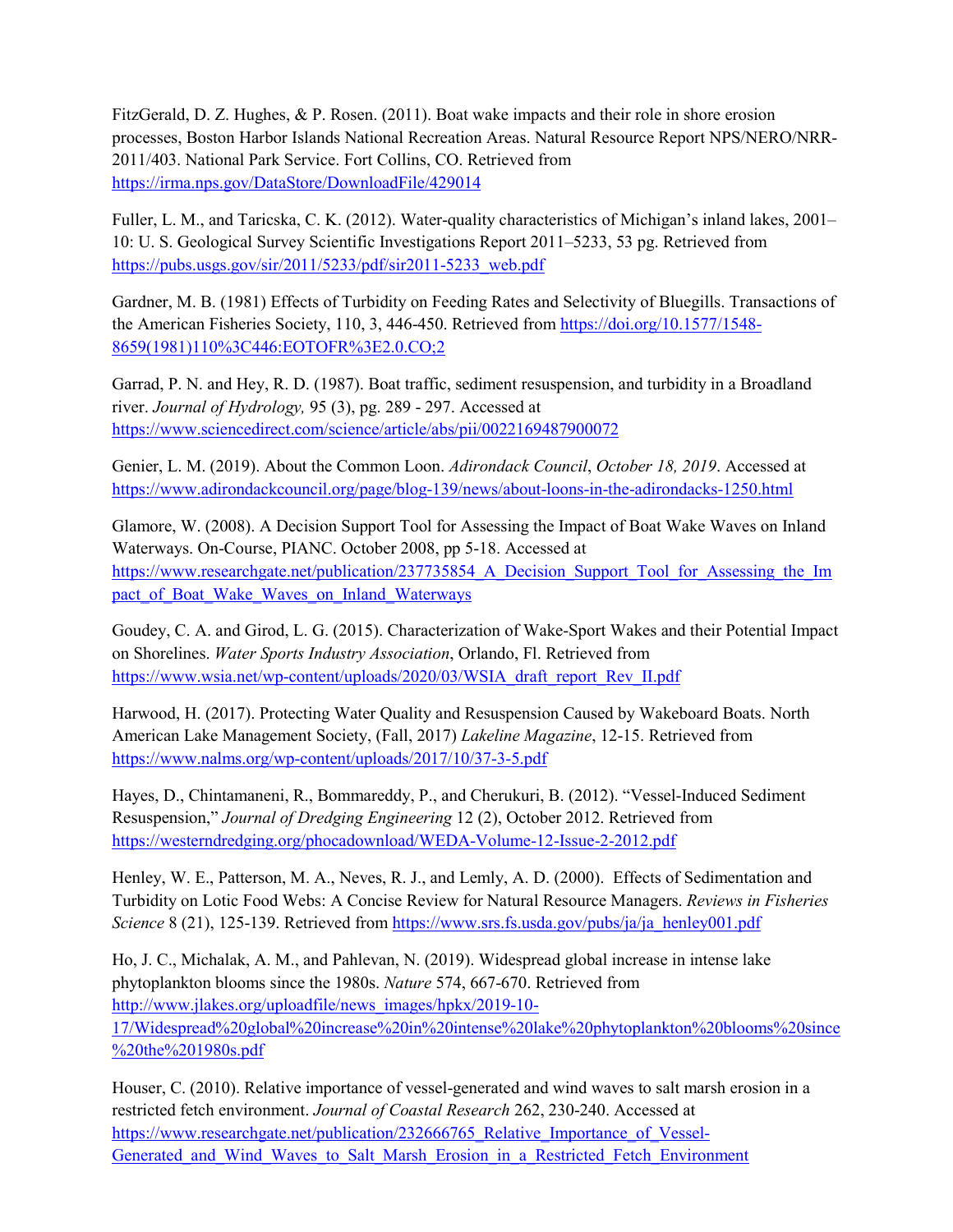FitzGerald, D. Z. Hughes, & P. Rosen. (2011). Boat wake impacts and their role in shore erosion processes, Boston Harbor Islands National Recreation Areas. Natural Resource Report NPS/NERO/NRR-2011/403. National Park Service. Fort Collins, CO. Retrieved from https://irma.nps.gov/DataStore/DownloadFile/429014

Fuller, L. M., and Taricska, C. K. (2012). Water-quality characteristics of Michigan's inland lakes, 2001–10: U. S. Geological Survey Scientific Investigations Report 2011–5233, 53 pg. Retrieved from https://pubs.usgs.gov/sir/2011/5233/pdf/sir2011-5233_web.pdf

Gardner, M. B. (1981) Effects of Turbidity on Feeding Rates and Selectivity of Bluegills. Transactions of the American Fisheries Society, 110, 3, 446-450. Retrieved from https://doi.org/10.1577/1548-8659(1981)110%3C446:EOTOFR%3E2.0.CO;2

Garrad, P. N. and Hey, R. D. (1987). Boat traffic, sediment resuspension, and turbidity in a Broadland river. *Journal of Hydrology,* 95 (3), pg. 289 - 297. Accessed at https://www.sciencedirect.com/science/article/abs/pii/0022169487900072

Genier, L. M. (2019). About the Common Loon. *Adirondack Council*, *October 18, 2019*. Accessed at https://www.adirondackcouncil.org/page/blog-139/news/about-loons-in-the-adirondacks-1250.html

Glamore, W. (2008). A Decision Support Tool for Assessing the Impact of Boat Wake Waves on Inland Waterways. On-Course, PIANC. October 2008, pp 5-18. Accessed at https://www.researchgate.net/publication/237735854_A_Decision_Support_Tool_for_Assessing_the_Impact_of_Boat_Wake_Waves_on_Inland_Waterways

Goudey, C. A. and Girod, L. G. (2015). Characterization of Wake-Sport Wakes and their Potential Impact on Shorelines. *Water Sports Industry Association*, Orlando, Fl. Retrieved from https://www.wsia.net/wp-content/uploads/2020/03/WSIA_draft_report_Rev_II.pdf

Harwood, H. (2017). Protecting Water Quality and Resuspension Caused by Wakeboard Boats. North American Lake Management Society, (Fall, 2017) *Lakeline Magazine*, 12-15. Retrieved from https://www.nalms.org/wp-content/uploads/2017/10/37-3-5.pdf

Hayes, D., Chintamaneni, R., Bommareddy, P., and Cherukuri, B. (2012). "Vessel-Induced Sediment Resuspension," *Journal of Dredging Engineering* 12 (2), October 2012. Retrieved from https://westerndredging.org/phocadownload/WEDA-Volume-12-Issue-2-2012.pdf

Henley, W. E., Patterson, M. A., Neves, R. J., and Lemly, A. D. (2000). Effects of Sedimentation and Turbidity on Lotic Food Webs: A Concise Review for Natural Resource Managers. *Reviews in Fisheries Science* 8 (21), 125-139. Retrieved from https://www.srs.fs.usda.gov/pubs/ja/ja_henley001.pdf

Ho, J. C., Michalak, A. M., and Pahlevan, N. (2019). Widespread global increase in intense lake phytoplankton blooms since the 1980s. *Nature* 574, 667-670. Retrieved from http://www.jlakes.org/uploadfile/news_images/hpkx/2019-10-17/Widespread%20global%20increase%20in%20intense%20lake%20phytoplankton%20blooms%20since%20the%201980s.pdf

Houser, C. (2010). Relative importance of vessel-generated and wind waves to salt marsh erosion in a restricted fetch environment. *Journal of Coastal Research* 262, 230-240. Accessed at https://www.researchgate.net/publication/232666765_Relative_Importance_of_Vessel-Generated_and_Wind_Waves_to_Salt_Marsh_Erosion_in_a_Restricted_Fetch_Environment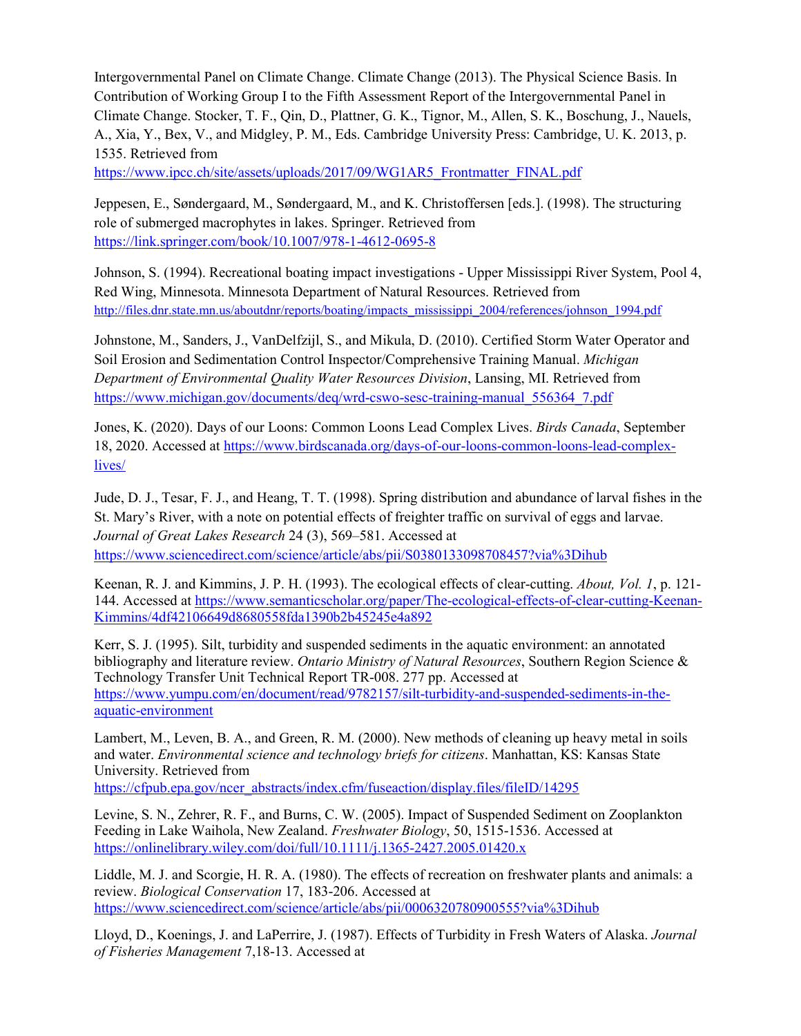Intergovernmental Panel on Climate Change. Climate Change (2013). The Physical Science Basis. In Contribution of Working Group I to the Fifth Assessment Report of the Intergovernmental Panel in Climate Change. Stocker, T. F., Qin, D., Plattner, G. K., Tignor, M., Allen, S. K., Boschung, J., Nauels, A., Xia, Y., Bex, V., and Midgley, P. M., Eds. Cambridge University Press: Cambridge, U. K. 2013, p. 1535. Retrieved from https://www.ipcc.ch/site/assets/uploads/2017/09/WG1AR5_Frontmatter_FINAL.pdf

Jeppesen, E., Søndergaard, M., Søndergaard, M., and K. Christoffersen [eds.]. (1998). The structuring role of submerged macrophytes in lakes. Springer. Retrieved from https://link.springer.com/book/10.1007/978-1-4612-0695-8

Johnson, S. (1994). Recreational boating impact investigations - Upper Mississippi River System, Pool 4, Red Wing, Minnesota. Minnesota Department of Natural Resources. Retrieved from http://files.dnr.state.mn.us/aboutdnr/reports/boating/impacts_mississippi_2004/references/johnson_1994.pdf

Johnstone, M., Sanders, J., VanDelfzijl, S., and Mikula, D. (2010). Certified Storm Water Operator and Soil Erosion and Sedimentation Control Inspector/Comprehensive Training Manual. *Michigan Department of Environmental Quality Water Resources Division*, Lansing, MI. Retrieved from https://www.michigan.gov/documents/deq/wrd-cswo-sesc-training-manual_556364_7.pdf

Jones, K. (2020). Days of our Loons: Common Loons Lead Complex Lives. *Birds Canada*, September 18, 2020. Accessed at https://www.birdscanada.org/days-of-our-loons-common-loons-lead-complex-lives/

Jude, D. J., Tesar, F. J., and Heang, T. T. (1998). Spring distribution and abundance of larval fishes in the St. Mary's River, with a note on potential effects of freighter traffic on survival of eggs and larvae. *Journal of Great Lakes Research* 24 (3), 569–581. Accessed at https://www.sciencedirect.com/science/article/abs/pii/S0380133098708457?via%3Dihub

Keenan, R. J. and Kimmins, J. P. H. (1993). The ecological effects of clear-cutting. *About, Vol. 1*, p. 121-144. Accessed at https://www.semanticscholar.org/paper/The-ecological-effects-of-clear-cutting-Keenan-Kimmins/4df42106649d8680558fda1390b2b45245e4a892

Kerr, S. J. (1995). Silt, turbidity and suspended sediments in the aquatic environment: an annotated bibliography and literature review. *Ontario Ministry of Natural Resources*, Southern Region Science & Technology Transfer Unit Technical Report TR-008. 277 pp. Accessed at https://www.yumpu.com/en/document/read/9782157/silt-turbidity-and-suspended-sediments-in-the-aquatic-environment

Lambert, M., Leven, B. A., and Green, R. M. (2000). New methods of cleaning up heavy metal in soils and water. *Environmental science and technology briefs for citizens*. Manhattan, KS: Kansas State University. Retrieved from https://cfpub.epa.gov/ncer_abstracts/index.cfm/fuseaction/display.files/fileID/14295

Levine, S. N., Zehrer, R. F., and Burns, C. W. (2005). Impact of Suspended Sediment on Zooplankton Feeding in Lake Waihola, New Zealand. *Freshwater Biology*, 50, 1515-1536. Accessed at https://onlinelibrary.wiley.com/doi/full/10.1111/j.1365-2427.2005.01420.x

Liddle, M. J. and Scorgie, H. R. A. (1980). The effects of recreation on freshwater plants and animals: a review. *Biological Conservation* 17, 183-206. Accessed at https://www.sciencedirect.com/science/article/abs/pii/0006320780900555?via%3Dihub

Lloyd, D., Koenings, J. and LaPerrire, J. (1987). Effects of Turbidity in Fresh Waters of Alaska. *Journal of Fisheries Management* 7,18-13. Accessed at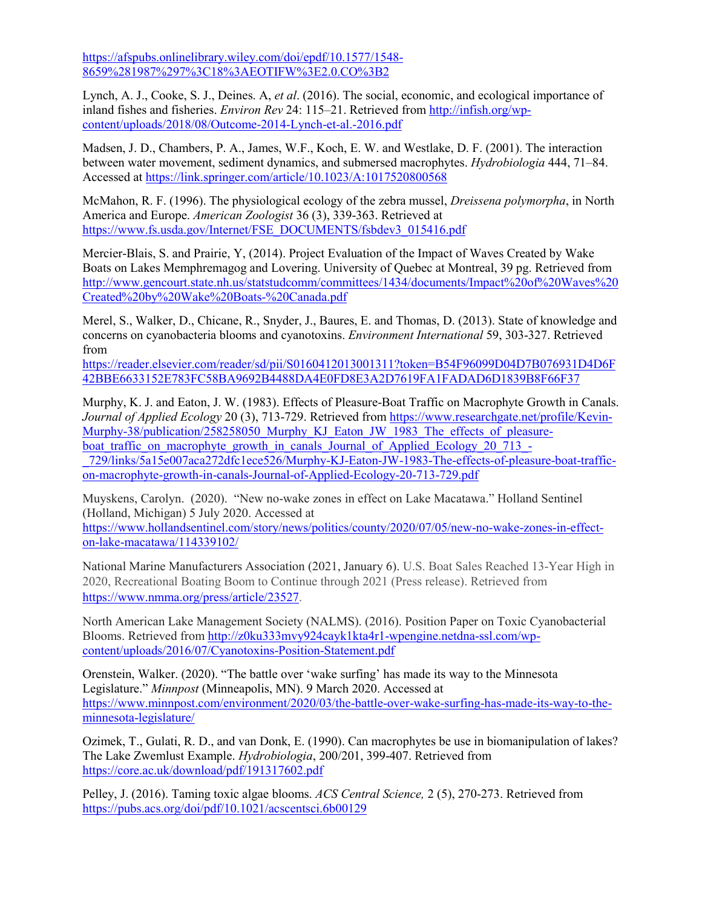https://afspubs.onlinelibrary.wiley.com/doi/epdf/10.1577/1548-8659%281987%297%3C18%3AEOTIFW%3E2.0.CO%3B2

Lynch, A. J., Cooke, S. J., Deines. A, *et al*. (2016). The social, economic, and ecological importance of inland fishes and fisheries. *Environ Rev* 24: 115–21. Retrieved from http://infish.org/wp-content/uploads/2018/08/Outcome-2014-Lynch-et-al.-2016.pdf

Madsen, J. D., Chambers, P. A., James, W.F., Koch, E. W. and Westlake, D. F. (2001). The interaction between water movement, sediment dynamics, and submersed macrophytes. *Hydrobiologia* 444, 71–84. Accessed at https://link.springer.com/article/10.1023/A:1017520800568

McMahon, R. F. (1996). The physiological ecology of the zebra mussel, *Dreissena polymorpha*, in North America and Europe. *American Zoologist* 36 (3), 339-363. Retrieved at https://www.fs.usda.gov/Internet/FSE_DOCUMENTS/fsbdev3_015416.pdf

Mercier-Blais, S. and Prairie, Y, (2014). Project Evaluation of the Impact of Waves Created by Wake Boats on Lakes Memphremagog and Lovering. University of Quebec at Montreal, 39 pg. Retrieved from http://www.gencourt.state.nh.us/statstudcomm/committees/1434/documents/Impact%20of%20Waves%20Created%20by%20Wake%20Boats-%20Canada.pdf

Merel, S., Walker, D., Chicane, R., Snyder, J., Baures, E. and Thomas, D. (2013). State of knowledge and concerns on cyanobacteria blooms and cyanotoxins. *Environment International* 59, 303-327. Retrieved from https://reader.elsevier.com/reader/sd/pii/S0160412013001311?token=B54F96099D04D7B076931D4D6F42BBE6633152E783FC58BA9692B4488DA4E0FD8E3A2D7619FA1FADAD6D1839B8F66F37

Murphy, K. J. and Eaton, J. W. (1983). Effects of Pleasure-Boat Traffic on Macrophyte Growth in Canals. *Journal of Applied Ecology* 20 (3), 713-729. Retrieved from https://www.researchgate.net/profile/Kevin-Murphy-38/publication/258258050_Murphy_KJ_Eaton_JW_1983_The_effects_of_pleasure-boat_traffic_on_macrophyte_growth_in_canals_Journal_of_Applied_Ecology_20_713_-_729/links/5a15e007aca272dfc1ece526/Murphy-KJ-Eaton-JW-1983-The-effects-of-pleasure-boat-traffic-on-macrophyte-growth-in-canals-Journal-of-Applied-Ecology-20-713-729.pdf

Muyskens, Carolyn. (2020). "New no-wake zones in effect on Lake Macatawa." Holland Sentinel (Holland, Michigan) 5 July 2020. Accessed at https://www.hollandsentinel.com/story/news/politics/county/2020/07/05/new-no-wake-zones-in-effect-on-lake-macatawa/114339102/

National Marine Manufacturers Association (2021, January 6). U.S. Boat Sales Reached 13-Year High in 2020, Recreational Boating Boom to Continue through 2021 (Press release). Retrieved from https://www.nmma.org/press/article/23527.

North American Lake Management Society (NALMS). (2016). Position Paper on Toxic Cyanobacterial Blooms. Retrieved from http://z0ku333mvy924cayk1kta4r1-wpengine.netdna-ssl.com/wp-content/uploads/2016/07/Cyanotoxins-Position-Statement.pdf

Orenstein, Walker. (2020). "The battle over 'wake surfing' has made its way to the Minnesota Legislature." *Minnpost* (Minneapolis, MN). 9 March 2020. Accessed at https://www.minnpost.com/environment/2020/03/the-battle-over-wake-surfing-has-made-its-way-to-the-minnesota-legislature/

Ozimek, T., Gulati, R. D., and van Donk, E. (1990). Can macrophytes be use in biomanipulation of lakes? The Lake Zwemlust Example. *Hydrobiologia*, 200/201, 399-407. Retrieved from https://core.ac.uk/download/pdf/191317602.pdf

Pelley, J. (2016). Taming toxic algae blooms. *ACS Central Science,* 2 (5), 270-273. Retrieved from https://pubs.acs.org/doi/pdf/10.1021/acscentsci.6b00129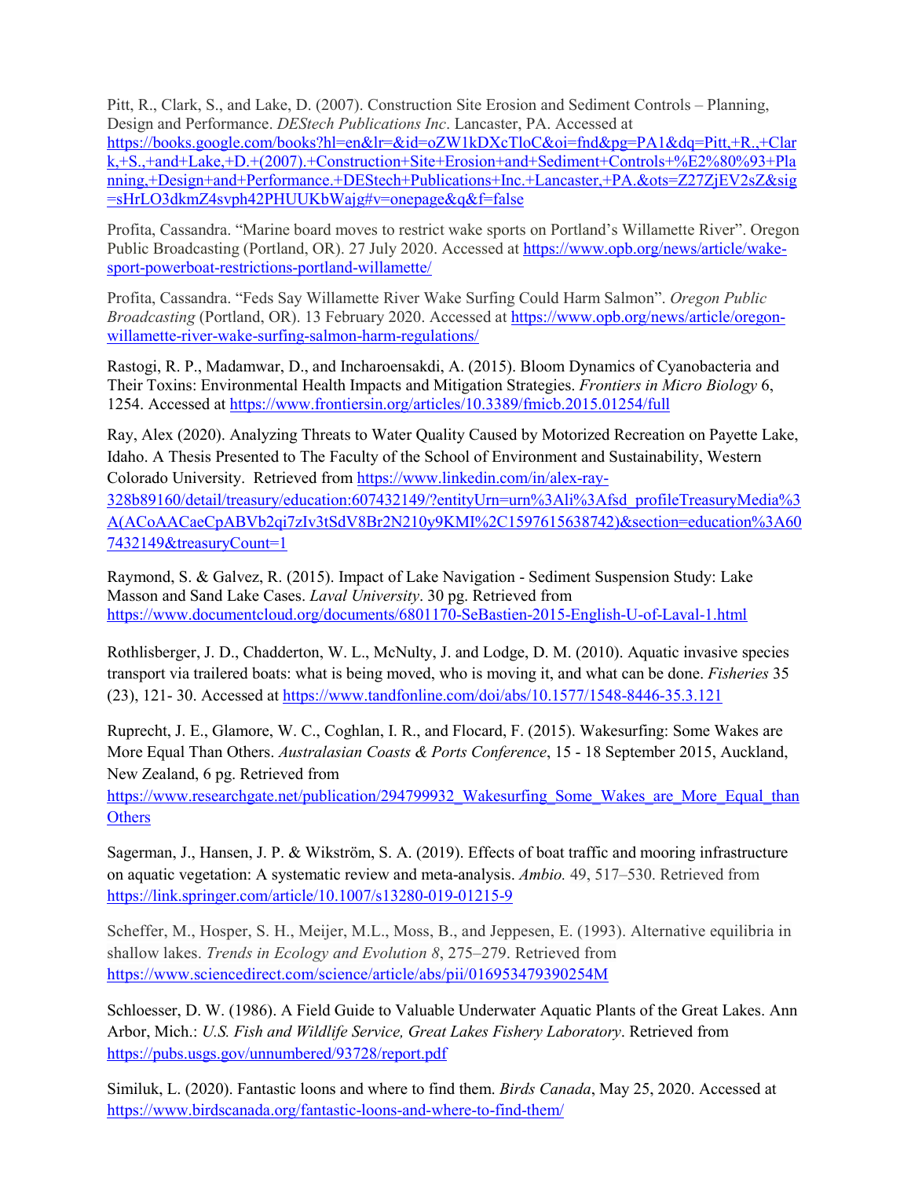Pitt, R., Clark, S., and Lake, D. (2007). Construction Site Erosion and Sediment Controls – Planning, Design and Performance. *DEStech Publications Inc*. Lancaster, PA. Accessed at https://books.google.com/books?hl=en&lr=&id=oZW1kDXcTloC&oi=fnd&pg=PA1&dq=Pitt,+R.,+Clark,+S.,+and+Lake,+D.+(2007).+Construction+Site+Erosion+and+Sediment+Controls+%E2%80%93+Planning,+Design+and+Performance.+DEStech+Publications+Inc.+Lancaster,+PA.&ots=Z27ZjEV2sZ&sig=sHrLO3dkmZ4svph42PHUUKbWajg#v=onepage&q&f=false

Profita, Cassandra. "Marine board moves to restrict wake sports on Portland's Willamette River". Oregon Public Broadcasting (Portland, OR). 27 July 2020. Accessed at https://www.opb.org/news/article/wake-sport-powerboat-restrictions-portland-willamette/

Profita, Cassandra. "Feds Say Willamette River Wake Surfing Could Harm Salmon". *Oregon Public Broadcasting* (Portland, OR). 13 February 2020. Accessed at https://www.opb.org/news/article/oregon-willamette-river-wake-surfing-salmon-harm-regulations/

Rastogi, R. P., Madamwar, D., and Incharoensakdi, A. (2015). Bloom Dynamics of Cyanobacteria and Their Toxins: Environmental Health Impacts and Mitigation Strategies. *Frontiers in Micro Biology* 6, 1254. Accessed at https://www.frontiersin.org/articles/10.3389/fmicb.2015.01254/full

Ray, Alex (2020). Analyzing Threats to Water Quality Caused by Motorized Recreation on Payette Lake, Idaho. A Thesis Presented to The Faculty of the School of Environment and Sustainability, Western Colorado University. Retrieved from https://www.linkedin.com/in/alex-ray-328b89160/detail/treasury/education:607432149/?entityUrn=urn%3Ali%3Afsd_profileTreasuryMedia%3A(ACoAACaeCpABVb2qi7zIv3tSdV8Br2N210y9KMI%2C1597615638742)&section=education%3A607432149&treasuryCount=1

Raymond, S. & Galvez, R. (2015). Impact of Lake Navigation - Sediment Suspension Study: Lake Masson and Sand Lake Cases. *Laval University*. 30 pg. Retrieved from https://www.documentcloud.org/documents/6801170-SeBastien-2015-English-U-of-Laval-1.html

Rothlisberger, J. D., Chadderton, W. L., McNulty, J. and Lodge, D. M. (2010). Aquatic invasive species transport via trailered boats: what is being moved, who is moving it, and what can be done. *Fisheries* 35 (23), 121- 30. Accessed at https://www.tandfonline.com/doi/abs/10.1577/1548-8446-35.3.121

Ruprecht, J. E., Glamore, W. C., Coghlan, I. R., and Flocard, F. (2015). Wakesurfing: Some Wakes are More Equal Than Others. *Australasian Coasts & Ports Conference*, 15 - 18 September 2015, Auckland, New Zealand, 6 pg. Retrieved from https://www.researchgate.net/publication/294799932_Wakesurfing_Some_Wakes_are_More_Equal_than Others

Sagerman, J., Hansen, J. P. & Wikström, S. A. (2019). Effects of boat traffic and mooring infrastructure on aquatic vegetation: A systematic review and meta-analysis. *Ambio.* 49, 517–530. Retrieved from https://link.springer.com/article/10.1007/s13280-019-01215-9

Scheffer, M., Hosper, S. H., Meijer, M.L., Moss, B., and Jeppesen, E. (1993). Alternative equilibria in shallow lakes. *Trends in Ecology and Evolution 8*, 275–279. Retrieved from https://www.sciencedirect.com/science/article/abs/pii/016953479390254M

Schloesser, D. W. (1986). A Field Guide to Valuable Underwater Aquatic Plants of the Great Lakes. Ann Arbor, Mich.: *U.S. Fish and Wildlife Service, Great Lakes Fishery Laboratory*. Retrieved from https://pubs.usgs.gov/unnumbered/93728/report.pdf

Similuk, L. (2020). Fantastic loons and where to find them. *Birds Canada*, May 25, 2020. Accessed at https://www.birdscanada.org/fantastic-loons-and-where-to-find-them/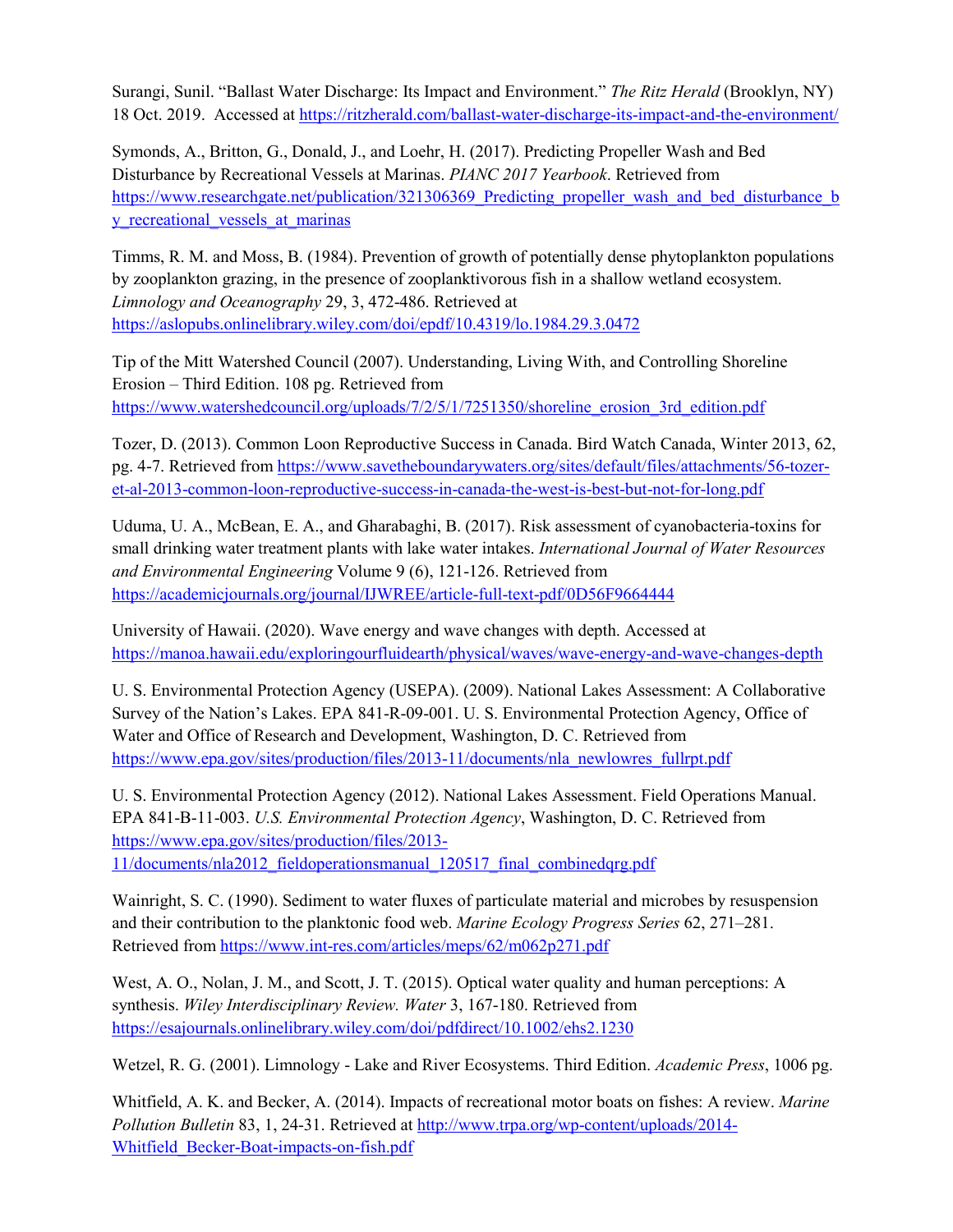Surangi, Sunil. "Ballast Water Discharge: Its Impact and Environment." *The Ritz Herald* (Brooklyn, NY) 18 Oct. 2019. Accessed at https://ritzherald.com/ballast-water-discharge-its-impact-and-the-environment/

Symonds, A., Britton, G., Donald, J., and Loehr, H. (2017). Predicting Propeller Wash and Bed Disturbance by Recreational Vessels at Marinas. *PIANC 2017 Yearbook*. Retrieved from https://www.researchgate.net/publication/321306369_Predicting_propeller_wash_and_bed_disturbance_by_recreational_vessels_at_marinas

Timms, R. M. and Moss, B. (1984). Prevention of growth of potentially dense phytoplankton populations by zooplankton grazing, in the presence of zooplanktivorous fish in a shallow wetland ecosystem. *Limnology and Oceanography* 29, 3, 472-486. Retrieved at https://aslopubs.onlinelibrary.wiley.com/doi/epdf/10.4319/lo.1984.29.3.0472

Tip of the Mitt Watershed Council (2007). Understanding, Living With, and Controlling Shoreline Erosion – Third Edition. 108 pg. Retrieved from https://www.watershedcouncil.org/uploads/7/2/5/1/7251350/shoreline_erosion_3rd_edition.pdf

Tozer, D. (2013). Common Loon Reproductive Success in Canada. Bird Watch Canada, Winter 2013, 62, pg. 4-7. Retrieved from https://www.savetheboundarywaters.org/sites/default/files/attachments/56-tozer-et-al-2013-common-loon-reproductive-success-in-canada-the-west-is-best-but-not-for-long.pdf

Uduma, U. A., McBean, E. A., and Gharabaghi, B. (2017). Risk assessment of cyanobacteria-toxins for small drinking water treatment plants with lake water intakes. *International Journal of Water Resources and Environmental Engineering* Volume 9 (6), 121-126. Retrieved from https://academicjournals.org/journal/IJWREE/article-full-text-pdf/0D56F9664444

University of Hawaii. (2020). Wave energy and wave changes with depth. Accessed at https://manoa.hawaii.edu/exploringourfluidearth/physical/waves/wave-energy-and-wave-changes-depth

U. S. Environmental Protection Agency (USEPA). (2009). National Lakes Assessment: A Collaborative Survey of the Nation's Lakes. EPA 841-R-09-001. U. S. Environmental Protection Agency, Office of Water and Office of Research and Development, Washington, D. C. Retrieved from https://www.epa.gov/sites/production/files/2013-11/documents/nla_newlowres_fullrpt.pdf

U. S. Environmental Protection Agency (2012). National Lakes Assessment. Field Operations Manual. EPA 841-B-11-003. *U.S. Environmental Protection Agency*, Washington, D. C. Retrieved from https://www.epa.gov/sites/production/files/2013-11/documents/nla2012_fieldoperationsmanual_120517_final_combinedqrg.pdf

Wainright, S. C. (1990). Sediment to water fluxes of particulate material and microbes by resuspension and their contribution to the planktonic food web. *Marine Ecology Progress Series* 62, 271–281. Retrieved from https://www.int-res.com/articles/meps/62/m062p271.pdf

West, A. O., Nolan, J. M., and Scott, J. T. (2015). Optical water quality and human perceptions: A synthesis. *Wiley Interdisciplinary Review. Water* 3, 167-180. Retrieved from https://esajournals.onlinelibrary.wiley.com/doi/pdfdirect/10.1002/ehs2.1230

Wetzel, R. G. (2001). Limnology - Lake and River Ecosystems. Third Edition. *Academic Press*, 1006 pg.

Whitfield, A. K. and Becker, A. (2014). Impacts of recreational motor boats on fishes: A review. *Marine Pollution Bulletin* 83, 1, 24-31. Retrieved at http://www.trpa.org/wp-content/uploads/2014-Whitfield_Becker-Boat-impacts-on-fish.pdf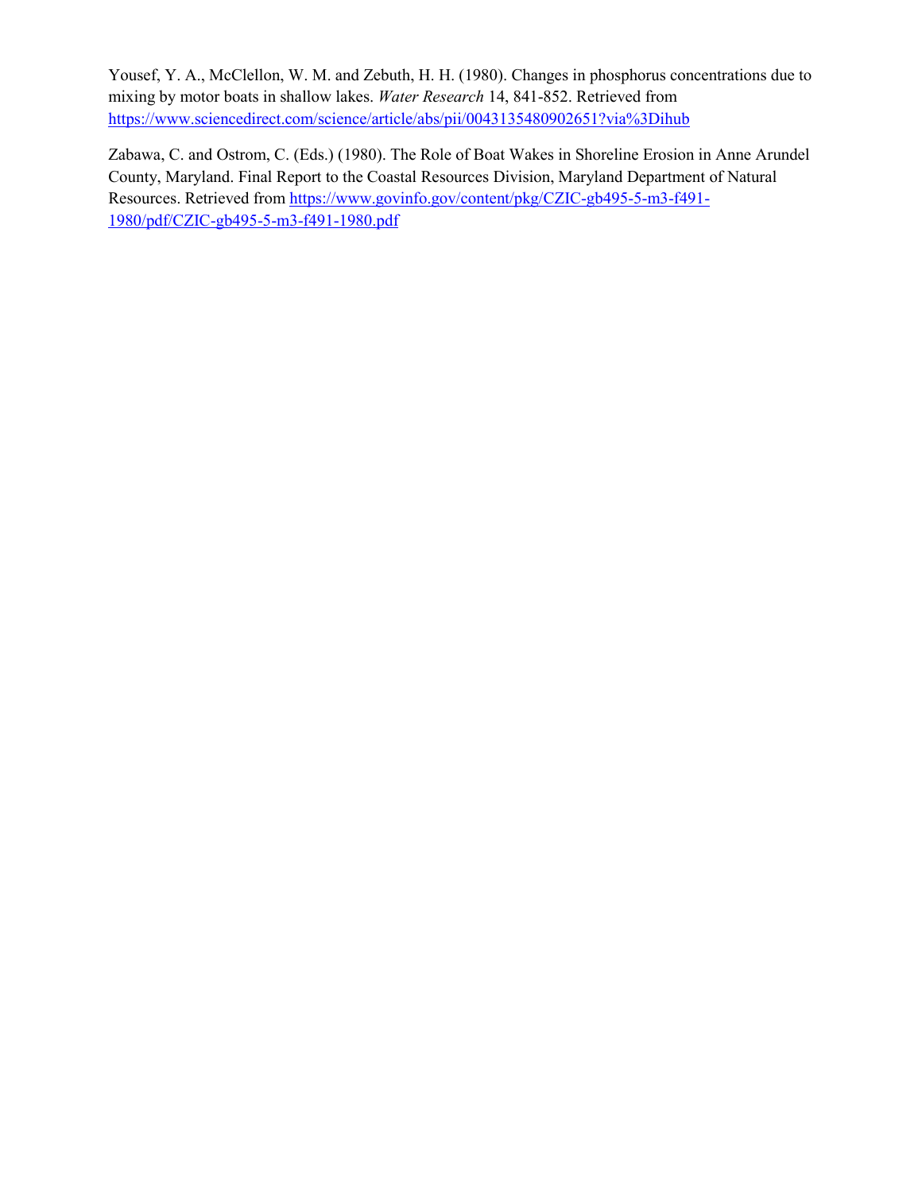Yousef, Y. A., McClellon, W. M. and Zebuth, H. H. (1980). Changes in phosphorus concentrations due to mixing by motor boats in shallow lakes. *Water Research* 14, 841-852. Retrieved from https://www.sciencedirect.com/science/article/abs/pii/0043135480902651?via%3Dihub

Zabawa, C. and Ostrom, C. (Eds.) (1980). The Role of Boat Wakes in Shoreline Erosion in Anne Arundel County, Maryland. Final Report to the Coastal Resources Division, Maryland Department of Natural Resources. Retrieved from https://www.govinfo.gov/content/pkg/CZIC-gb495-5-m3-f491-1980/pdf/CZIC-gb495-5-m3-f491-1980.pdf